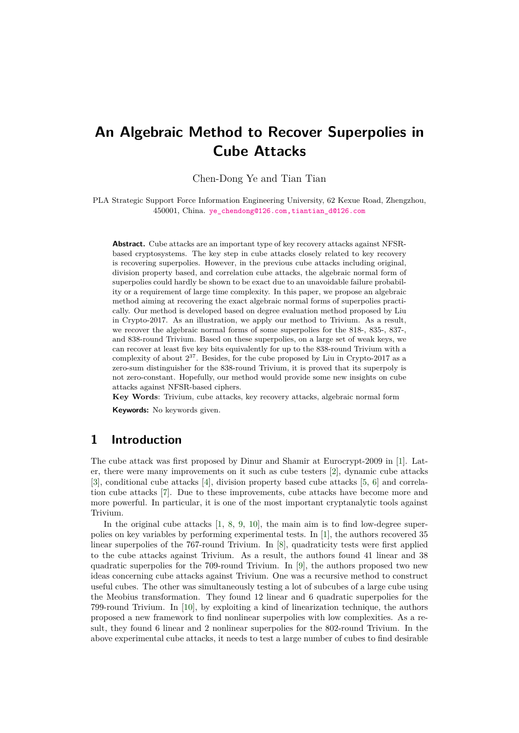# An Algebraic Method to Recover Superpolies in Cube Attacks

Chen-Dong Ye and Tian Tian

PLA Strategic Support Force Information Engineering University, 62 Kexue Road, Zhengzhou, 450001, China. ye_chendong@126.com,tiantian_d@126.com

**Abstract.** Cube attacks are an important type of key recovery attacks against NFSR-based cryptosystems. The key step in cube attacks closely related to key recovery is recovering superpolies. However, in the previous cube attacks including original, division property based, and correlation cube attacks, the algebraic normal form of superpolies could hardly be shown to be exact due to an unavoidable failure probability or a requirement of large time complexity. In this paper, we propose an algebraic method aiming at recovering the exact algebraic normal forms of superpolies practically. Our method is developed based on degree evaluation method proposed by Liu in Crypto-2017. As an illustration, we apply our method to Trivium. As a result, we recover the algebraic normal forms of some superpolies for the 818-, 835-, 837-, and 838-round Trivium. Based on these superpolies, on a large set of weak keys, we can recover at least five key bits equivalently for up to the 838-round Trivium with a complexity of about $2^{37}$. Besides, for the cube proposed by Liu in Crypto-2017 as a zero-sum distinguisher for the 838-round Trivium, it is proved that its superpoly is not zero-constant. Hopefully, our method would provide some new insights on cube attacks against NFSR-based ciphers.

**Key Words**: Trivium, cube attacks, key recovery attacks, algebraic normal form

**Keywords:** No keywords given.

## 1 Introduction

The cube attack was first proposed by Dinur and Shamir at Eurocrypt-2009 in [1]. Later, there were many improvements on it such as cube testers [2], dynamic cube attacks [3], conditional cube attacks [4], division property based cube attacks [5, 6] and correlation cube attacks [7]. Due to these improvements, cube attacks have become more and more powerful. In particular, it is one of the most important cryptanalytic tools against Trivium.

In the original cube attacks [1, 8, 9, 10], the main aim is to find low-degree superpolies on key variables by performing experimental tests. In [1], the authors recovered 35 linear superpolies of the 767-round Trivium. In [8], quadraticity tests were first applied to the cube attacks against Trivium. As a result, the authors found 41 linear and 38 quadratic superpolies for the 709-round Trivium. In [9], the authors proposed two new ideas concerning cube attacks against Trivium. One was a recursive method to construct useful cubes. The other was simultaneously testing a lot of subcubes of a large cube using the Meobius transformation. They found 12 linear and 6 quadratic superpolies for the 799-round Trivium. In [10], by exploiting a kind of linearization technique, the authors proposed a new framework to find nonlinear superpolies with low complexities. As a result, they found 6 linear and 2 nonlinear superpolies for the 802-round Trivium. In the above experimental cube attacks, it needs to test a large number of cubes to find desirable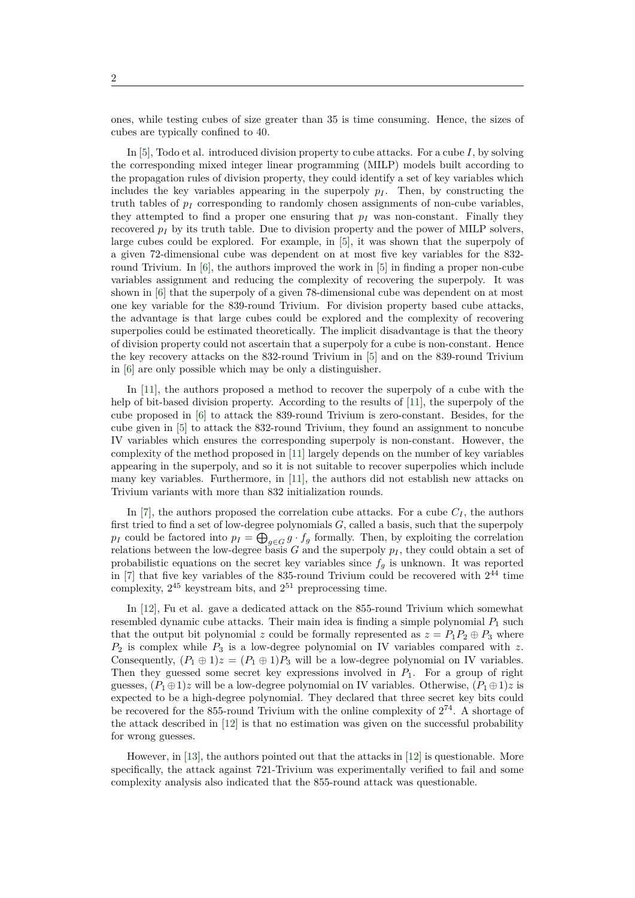ones, while testing cubes of size greater than 35 is time consuming. Hence, the sizes of cubes are typically confined to 40.

In [5], Todo et al. introduced division property to cube attacks. For a cube $I$, by solving the corresponding mixed integer linear programming (MILP) models built according to the propagation rules of division property, they could identify a set of key variables which includes the key variables appearing in the superpoly $p_I$. Then, by constructing the truth tables of $p_I$ corresponding to randomly chosen assignments of non-cube variables, they attempted to find a proper one ensuring that $p_I$ was non-constant. Finally they recovered $p_I$ by its truth table. Due to division property and the power of MILP solvers, large cubes could be explored. For example, in [5], it was shown that the superpoly of a given 72-dimensional cube was dependent on at most five key variables for the 832-round Trivium. In [6], the authors improved the work in [5] in finding a proper non-cube variables assignment and reducing the complexity of recovering the superpoly. It was shown in [6] that the superpoly of a given 78-dimensional cube was dependent on at most one key variable for the 839-round Trivium. For division property based cube attacks, the advantage is that large cubes could be explored and the complexity of recovering superpolies could be estimated theoretically. The implicit disadvantage is that the theory of division property could not ascertain that a superpoly for a cube is non-constant. Hence the key recovery attacks on the 832-round Trivium in [5] and on the 839-round Trivium in [6] are only possible which may be only a distinguisher.

In [11], the authors proposed a method to recover the superpoly of a cube with the help of bit-based division property. According to the results of [11], the superpoly of the cube proposed in [6] to attack the 839-round Trivium is zero-constant. Besides, for the cube given in [5] to attack the 832-round Trivium, they found an assignment to noncube IV variables which ensures the corresponding superpoly is non-constant. However, the complexity of the method proposed in [11] largely depends on the number of key variables appearing in the superpoly, and so it is not suitable to recover superpolies which include many key variables. Furthermore, in [11], the authors did not establish new attacks on Trivium variants with more than 832 initialization rounds.

In [7], the authors proposed the correlation cube attacks. For a cube $C_I$, the authors first tried to find a set of low-degree polynomials $G$, called a basis, such that the superpoly $p_I$ could be factored into $p_I = \bigoplus_{g \in G} g \cdot f_g$ formally. Then, by exploiting the correlation relations between the low-degree basis $G$ and the superpoly $p_I$, they could obtain a set of probabilistic equations on the secret key variables since $f_g$ is unknown. It was reported in [7] that five key variables of the 835-round Trivium could be recovered with $2^{44}$ time complexity, $2^{45}$ keystream bits, and $2^{51}$ preprocessing time.

In [12], Fu et al. gave a dedicated attack on the 855-round Trivium which somewhat resembled dynamic cube attacks. Their main idea is finding a simple polynomial $P_1$ such that the output bit polynomial $z$ could be formally represented as $z = P_1 P_2 \oplus P_3$ where $P_2$ is complex while $P_3$ is a low-degree polynomial on IV variables compared with $z$. Consequently, $(P_1 \oplus 1)z = (P_1 \oplus 1)P_3$ will be a low-degree polynomial on IV variables. Then they guessed some secret key expressions involved in $P_1$. For a group of right guesses, $(P_1 \oplus 1)z$ will be a low-degree polynomial on IV variables. Otherwise, $(P_1 \oplus 1)z$ is expected to be a high-degree polynomial. They declared that three secret key bits could be recovered for the 855-round Trivium with the online complexity of $2^{74}$. A shortage of the attack described in [12] is that no estimation was given on the successful probability for wrong guesses.

However, in [13], the authors pointed out that the attacks in [12] is questionable. More specifically, the attack against 721-Trivium was experimentally verified to fail and some complexity analysis also indicated that the 855-round attack was questionable.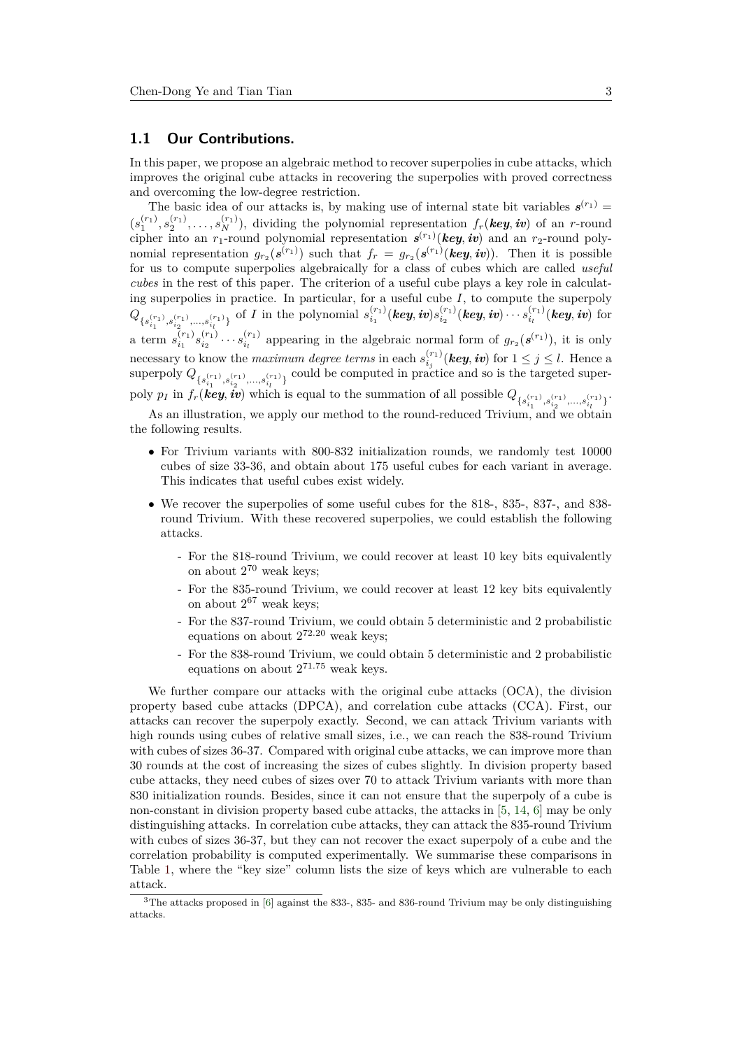### 1.1 Our Contributions.

In this paper, we propose an algebraic method to recover superpolies in cube attacks, which improves the original cube attacks in recovering the superpolies with proved correctness and overcoming the low-degree restriction.

The basic idea of our attacks is, by making use of internal state bit variables $\boldsymbol{s}^{(r_1)} = (s_1^{(r_1)}, s_2^{(r_1)}, \ldots, s_N^{(r_1)})$, dividing the polynomial representation $f_r(\boldsymbol{key}, \boldsymbol{iv})$ of an $r$-round cipher into an $r_1$-round polynomial representation $\boldsymbol{s}^{(r_1)}(\boldsymbol{key}, \boldsymbol{iv})$ and an $r_2$-round polynomial representation $g_{r_2}(\boldsymbol{s}^{(r_1)})$ such that $f_r = g_{r_2}(\boldsymbol{s}^{(r_1)}(\boldsymbol{key}, \boldsymbol{iv}))$. Then it is possible for us to compute superpolies algebraically for a class of cubes which are called *useful cubes* in the rest of this paper. The criterion of a useful cube plays a key role in calculating superpolies in practice. In particular, for a useful cube $I$, to compute the superpoly $Q_{\{s_{i_1}^{(r_1)}, s_{i_2}^{(r_1)}, \ldots, s_{i_l}^{(r_1)}\}}$ of $I$ in the polynomial $s_{i_1}^{(r_1)}(\boldsymbol{key}, \boldsymbol{iv}) s_{i_2}^{(r_1)}(\boldsymbol{key}, \boldsymbol{iv}) \cdots s_{i_l}^{(r_1)}(\boldsymbol{key}, \boldsymbol{iv})$ for a term $s_{i_1}^{(r_1)} s_{i_2}^{(r_1)} \cdots s_{i_l}^{(r_1)}$ appearing in the algebraic normal form of $g_{r_2}(\boldsymbol{s}^{(r_1)})$, it is only necessary to know the *maximum degree terms* in each $s_{i_j}^{(r_1)}(\boldsymbol{key}, \boldsymbol{iv})$ for $1 \leq j \leq l$. Hence a superpoly $Q_{\{s_{i_1}^{(r_1)}, s_{i_2}^{(r_1)}, \ldots, s_{i_l}^{(r_1)}\}}$ could be computed in practice and so is the targeted superpoly $p_I$ in $f_r(\boldsymbol{key}, \boldsymbol{iv})$ which is equal to the summation of all possible $Q_{\{s_{i_1}^{(r_1)}, s_{i_2}^{(r_1)}, \ldots, s_{i_l}^{(r_1)}\}}$.

As an illustration, we apply our method to the round-reduced Trivium, and we obtain the following results.

- For Trivium variants with 800-832 initialization rounds, we randomly test 10000 cubes of size 33-36, and obtain about 175 useful cubes for each variant in average. This indicates that useful cubes exist widely.
- We recover the superpolies of some useful cubes for the 818-, 835-, 837-, and 838-round Trivium. With these recovered superpolies, we could establish the following attacks.
  - For the 818-round Trivium, we could recover at least 10 key bits equivalently on about $2^{70}$ weak keys;
  - For the 835-round Trivium, we could recover at least 12 key bits equivalently on about $2^{67}$ weak keys;
  - For the 837-round Trivium, we could obtain 5 deterministic and 2 probabilistic equations on about $2^{72.20}$ weak keys;
  - For the 838-round Trivium, we could obtain 5 deterministic and 2 probabilistic equations on about $2^{71.75}$ weak keys.

We further compare our attacks with the original cube attacks (OCA), the division property based cube attacks (DPCA), and correlation cube attacks (CCA). First, our attacks can recover the superpoly exactly. Second, we can attack Trivium variants with high rounds using cubes of relative small sizes, i.e., we can reach the 838-round Trivium with cubes of sizes 36-37. Compared with original cube attacks, we can improve more than 30 rounds at the cost of increasing the sizes of cubes slightly. In division property based cube attacks, they need cubes of sizes over 70 to attack Trivium variants with more than 830 initialization rounds. Besides, since it can not ensure that the superpoly of a cube is non-constant in division property based cube attacks, the attacks in [5, 14, 6] may be only distinguishing attacks. In correlation cube attacks, they can attack the 835-round Trivium with cubes of sizes 36-37, but they can not recover the exact superpoly of a cube and the correlation probability is computed experimentally. We summarise these comparisons in Table 1, where the "key size" column lists the size of keys which are vulnerable to each attack.

[3]The attacks proposed in [6] against the 833-, 835- and 836-round Trivium may be only distinguishing attacks.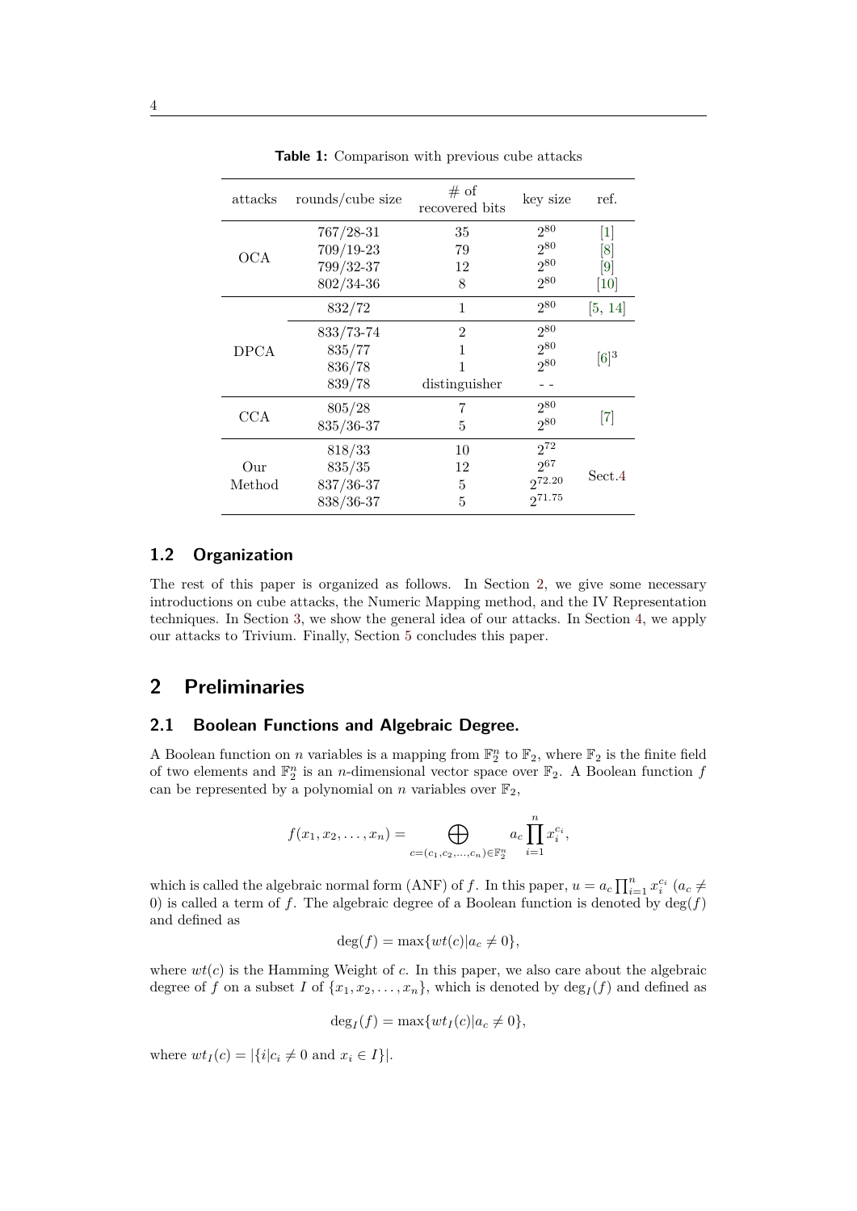**Table 1:** Comparison with previous cube attacks

| attacks | rounds/cube size | # of recovered bits | key size | ref. |
|---|---|---|---|---|
| OCA | 767/28-31 | 35 | $2^{80}$ | [1] |
| | 709/19-23 | 79 | $2^{80}$ | [8] |
| | 799/32-37 | 12 | $2^{80}$ | [9] |
| | 802/34-36 | 8 | $2^{80}$ | [10] |
| DPCA | 832/72 | 1 | $2^{80}$ | [5, 14] |
| | 833/73-74 | 2 | $2^{80}$ | [6]$^3$ |
| | 835/77 | 1 | $2^{80}$ | |
| | 836/78 | 1 | $2^{80}$ | |
| | 839/78 | distinguisher | - - | |
| CCA | 805/28 | 7 | $2^{80}$ | [7] |
| | 835/36-37 | 5 | $2^{80}$ | |
| Our Method | 818/33 | 10 | $2^{72}$ | Sect.4 |
| | 835/35 | 12 | $2^{67}$ | |
| | 837/36-37 | 5 | $2^{72.20}$ | |
| | 838/36-37 | 5 | $2^{71.75}$ | |

## 1.2 Organization

The rest of this paper is organized as follows. In Section 2, we give some necessary introductions on cube attacks, the Numeric Mapping method, and the IV Representation techniques. In Section 3, we show the general idea of our attacks. In Section 4, we apply our attacks to Trivium. Finally, Section 5 concludes this paper.

# 2 Preliminaries

## 2.1 Boolean Functions and Algebraic Degree.

A Boolean function on $n$ variables is a mapping from $\mathbb{F}_2^n$ to $\mathbb{F}_2$, where $\mathbb{F}_2$ is the finite field of two elements and $\mathbb{F}_2^n$ is an $n$-dimensional vector space over $\mathbb{F}_2$. A Boolean function $f$ can be represented by a polynomial on $n$ variables over $\mathbb{F}_2$,

$$f(x_1, x_2, \ldots, x_n) = \bigoplus_{c=(c_1,c_2,\ldots,c_n)\in\mathbb{F}_2^n} a_c \prod_{i=1}^{n} x_i^{c_i},$$

which is called the algebraic normal form (ANF) of $f$. In this paper, $u = a_c \prod_{i=1}^{n} x_i^{c_i}$ ($a_c \neq 0$) is called a term of $f$. The algebraic degree of a Boolean function is denoted by $\deg(f)$ and defined as

$$\deg(f) = \max\{wt(c) | a_c \neq 0\},$$

where $wt(c)$ is the Hamming Weight of $c$. In this paper, we also care about the algebraic degree of $f$ on a subset $I$ of $\{x_1, x_2, \ldots, x_n\}$, which is denoted by $\deg_I(f)$ and defined as

$$\deg_I(f) = \max\{wt_I(c) | a_c \neq 0\},$$

where $wt_I(c) = |\{i | c_i \neq 0 \text{ and } x_i \in I\}|$.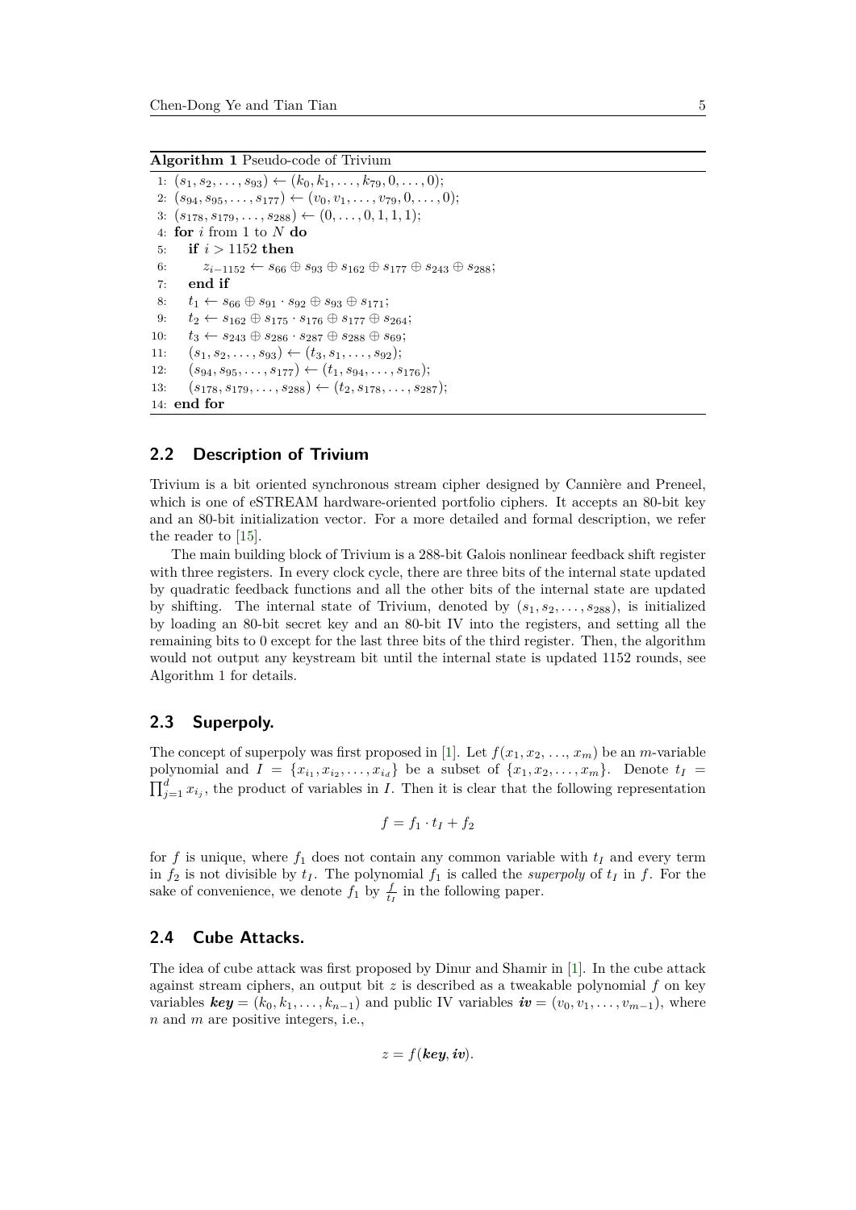**Algorithm 1** Pseudo-code of Trivium

```
1:  (s_1, s_2, ..., s_93) ← (k_0, k_1, ..., k_79, 0, ..., 0);
2:  (s_94, s_95, ..., s_177) ← (v_0, v_1, ..., v_79, 0, ..., 0);
3:  (s_178, s_179, ..., s_288) ← (0, ..., 0, 1, 1, 1);
4:  for i from 1 to N do
5:      if i > 1152 then
6:          z_{i-1152} ← s_66 ⊕ s_93 ⊕ s_162 ⊕ s_177 ⊕ s_243 ⊕ s_288;
7:      end if
8:      t_1 ← s_66 ⊕ s_91 · s_92 ⊕ s_93 ⊕ s_171;
9:      t_2 ← s_162 ⊕ s_175 · s_176 ⊕ s_177 ⊕ s_264;
10:     t_3 ← s_243 ⊕ s_286 · s_287 ⊕ s_288 ⊕ s_69;
11:     (s_1, s_2, ..., s_93) ← (t_3, s_1, ..., s_92);
12:     (s_94, s_95, ..., s_177) ← (t_1, s_94, ..., s_176);
13:     (s_178, s_179, ..., s_288) ← (t_2, s_178, ..., s_287);
14: end for
```

## 2.2 Description of Trivium

Trivium is a bit oriented synchronous stream cipher designed by Cannière and Preneel, which is one of eSTREAM hardware-oriented portfolio ciphers. It accepts an 80-bit key and an 80-bit initialization vector. For a more detailed and formal description, we refer the reader to [15].

The main building block of Trivium is a 288-bit Galois nonlinear feedback shift register with three registers. In every clock cycle, there are three bits of the internal state updated by quadratic feedback functions and all the other bits of the internal state are updated by shifting. The internal state of Trivium, denoted by $(s_1, s_2, \ldots, s_{288})$, is initialized by loading an 80-bit secret key and an 80-bit IV into the registers, and setting all the remaining bits to 0 except for the last three bits of the third register. Then, the algorithm would not output any keystream bit until the internal state is updated 1152 rounds, see Algorithm 1 for details.

## 2.3 Superpoly.

The concept of superpoly was first proposed in [1]. Let $f(x_1, x_2, \ldots, x_m)$ be an $m$-variable polynomial and $I = \{x_{i_1}, x_{i_2}, \ldots, x_{i_d}\}$ be a subset of $\{x_1, x_2, \ldots, x_m\}$. Denote $t_I = \prod_{j=1}^{d} x_{i_j}$, the product of variables in $I$. Then it is clear that the following representation

$$f = f_1 \cdot t_I + f_2$$

for $f$ is unique, where $f_1$ does not contain any common variable with $t_I$ and every term in $f_2$ is not divisible by $t_I$. The polynomial $f_1$ is called the *superpoly* of $t_I$ in $f$. For the sake of convenience, we denote $f_1$ by $\frac{f}{t_I}$ in the following paper.

## 2.4 Cube Attacks.

The idea of cube attack was first proposed by Dinur and Shamir in [1]. In the cube attack against stream ciphers, an output bit $z$ is described as a tweakable polynomial $f$ on key variables $\boldsymbol{key} = (k_0, k_1, \ldots, k_{n-1})$ and public IV variables $\boldsymbol{iv} = (v_0, v_1, \ldots, v_{m-1})$, where $n$ and $m$ are positive integers, i.e.,

$$z = f(\boldsymbol{key}, \boldsymbol{iv}).$$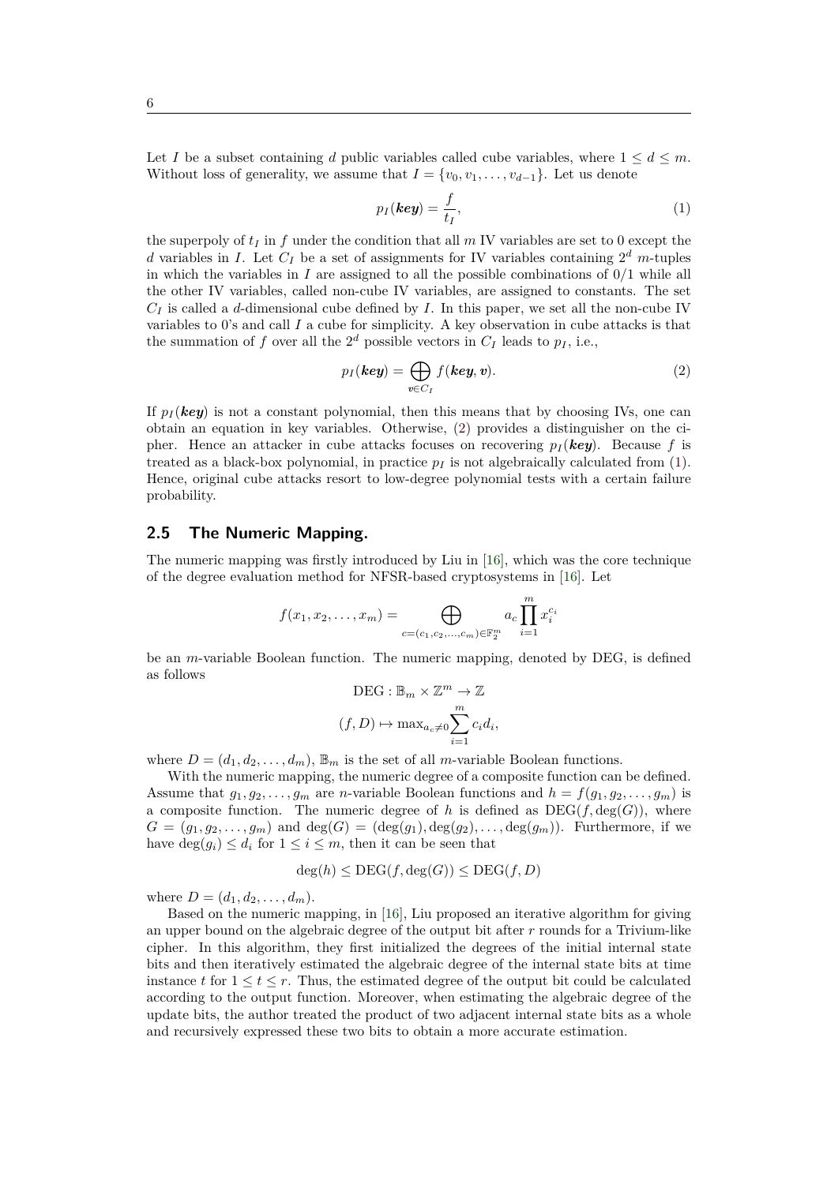Let $I$ be a subset containing $d$ public variables called cube variables, where $1 \le d \le m$. Without loss of generality, we assume that $I = \{v_0, v_1, \dots, v_{d-1}\}$. Let us denote

$$p_I(\boldsymbol{key}) = \frac{f}{t_I}, \tag{1}$$

the superpoly of $t_I$ in $f$ under the condition that all $m$ IV variables are set to 0 except the $d$ variables in $I$. Let $C_I$ be a set of assignments for IV variables containing $2^d$ $m$-tuples in which the variables in $I$ are assigned to all the possible combinations of 0/1 while all the other IV variables, called non-cube IV variables, are assigned to constants. The set $C_I$ is called a $d$-dimensional cube defined by $I$. In this paper, we set all the non-cube IV variables to 0's and call $I$ a cube for simplicity. A key observation in cube attacks is that the summation of $f$ over all the $2^d$ possible vectors in $C_I$ leads to $p_I$, i.e.,

$$p_I(\boldsymbol{key}) = \bigoplus_{\boldsymbol{v} \in C_I} f(\boldsymbol{key}, \boldsymbol{v}). \tag{2}$$

If $p_I(\boldsymbol{key})$ is not a constant polynomial, then this means that by choosing IVs, one can obtain an equation in key variables. Otherwise, (2) provides a distinguisher on the cipher. Hence an attacker in cube attacks focuses on recovering $p_I(\boldsymbol{key})$. Because $f$ is treated as a black-box polynomial, in practice $p_I$ is not algebraically calculated from (1). Hence, original cube attacks resort to low-degree polynomial tests with a certain failure probability.

## 2.5 The Numeric Mapping.

The numeric mapping was firstly introduced by Liu in [16], which was the core technique of the degree evaluation method for NFSR-based cryptosystems in [16]. Let

$$f(x_1, x_2, \dots, x_m) = \bigoplus_{c=(c_1,c_2,\dots,c_m)\in \mathbb{F}_2^m} a_c \prod_{i=1}^{m} x_i^{c_i}$$

be an $m$-variable Boolean function. The numeric mapping, denoted by DEG, is defined as follows

$$\mathrm{DEG} : \mathbb{B}_m \times \mathbb{Z}^m \to \mathbb{Z}$$

$$(f, D) \mapsto \max_{a_c \neq 0} \sum_{i=1}^{m} c_i d_i,$$

where $D = (d_1, d_2, \dots, d_m)$, $\mathbb{B}_m$ is the set of all $m$-variable Boolean functions.

With the numeric mapping, the numeric degree of a composite function can be defined. Assume that $g_1, g_2, \dots, g_m$ are $n$-variable Boolean functions and $h = f(g_1, g_2, \dots, g_m)$ is a composite function. The numeric degree of $h$ is defined as $\mathrm{DEG}(f, \deg(G))$, where $G = (g_1, g_2, \dots, g_m)$ and $\deg(G) = (\deg(g_1), \deg(g_2), \dots, \deg(g_m))$. Furthermore, if we have $\deg(g_i) \le d_i$ for $1 \le i \le m$, then it can be seen that

$$\deg(h) \le \mathrm{DEG}(f, \deg(G)) \le \mathrm{DEG}(f, D)$$

where $D = (d_1, d_2, \dots, d_m)$.

Based on the numeric mapping, in [16], Liu proposed an iterative algorithm for giving an upper bound on the algebraic degree of the output bit after $r$ rounds for a Trivium-like cipher. In this algorithm, they first initialized the degrees of the initial internal state bits and then iteratively estimated the algebraic degree of the internal state bits at time instance $t$ for $1 \le t \le r$. Thus, the estimated degree of the output bit could be calculated according to the output function. Moreover, when estimating the algebraic degree of the update bits, the author treated the product of two adjacent internal state bits as a whole and recursively expressed these two bits to obtain a more accurate estimation.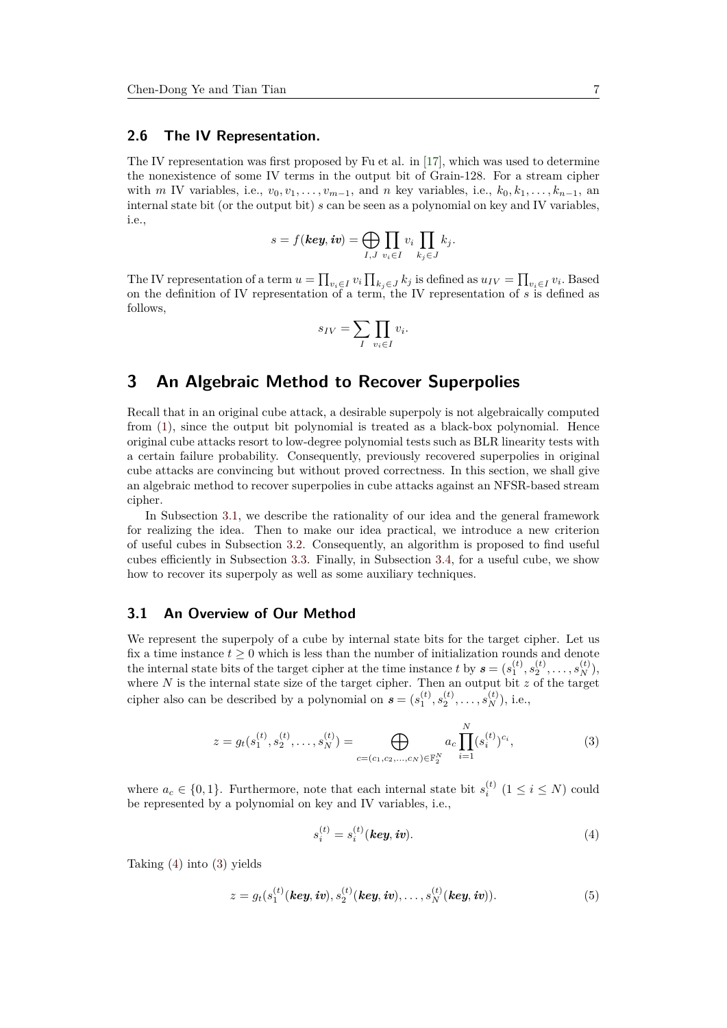### 2.6 The IV Representation.

The IV representation was first proposed by Fu et al. in [17], which was used to determine the nonexistence of some IV terms in the output bit of Grain-128. For a stream cipher with $m$ IV variables, i.e., $v_0, v_1, \ldots, v_{m-1}$, and $n$ key variables, i.e., $k_0, k_1, \ldots, k_{n-1}$, an internal state bit (or the output bit) $s$ can be seen as a polynomial on key and IV variables, i.e.,

$$s = f(\boldsymbol{key}, \boldsymbol{iv}) = \bigoplus_{I,J} \prod_{v_i \in I} v_i \prod_{k_j \in J} k_j.$$

The IV representation of a term $u = \prod_{v_i \in I} v_i \prod_{k_j \in J} k_j$ is defined as $u_{IV} = \prod_{v_i \in I} v_i$. Based on the definition of IV representation of a term, the IV representation of $s$ is defined as follows,

$$s_{IV} = \sum_{I} \prod_{v_i \in I} v_i.$$

## 3 An Algebraic Method to Recover Superpolies

Recall that in an original cube attack, a desirable superpoly is not algebraically computed from (1), since the output bit polynomial is treated as a black-box polynomial. Hence original cube attacks resort to low-degree polynomial tests such as BLR linearity tests with a certain failure probability. Consequently, previously recovered superpolies in original cube attacks are convincing but without proved correctness. In this section, we shall give an algebraic method to recover superpolies in cube attacks against an NFSR-based stream cipher.

In Subsection 3.1, we describe the rationality of our idea and the general framework for realizing the idea. Then to make our idea practical, we introduce a new criterion of useful cubes in Subsection 3.2. Consequently, an algorithm is proposed to find useful cubes efficiently in Subsection 3.3. Finally, in Subsection 3.4, for a useful cube, we show how to recover its superpoly as well as some auxiliary techniques.

### 3.1 An Overview of Our Method

We represent the superpoly of a cube by internal state bits for the target cipher. Let us fix a time instance $t \geq 0$ which is less than the number of initialization rounds and denote the internal state bits of the target cipher at the time instance $t$ by $\boldsymbol{s} = (s_1^{(t)}, s_2^{(t)}, \ldots, s_N^{(t)})$, where $N$ is the internal state size of the target cipher. Then an output bit $z$ of the target cipher also can be described by a polynomial on $\boldsymbol{s} = (s_1^{(t)}, s_2^{(t)}, \ldots, s_N^{(t)})$, i.e.,

$$z = g_t(s_1^{(t)}, s_2^{(t)}, \ldots, s_N^{(t)}) = \bigoplus_{c=(c_1,c_2,\ldots,c_N)\in \mathbb{F}_2^N} a_c \prod_{i=1}^{N} (s_i^{(t)})^{c_i}, \tag{3}$$

where $a_c \in \{0, 1\}$. Furthermore, note that each internal state bit $s_i^{(t)}$ $(1 \leq i \leq N)$ could be represented by a polynomial on key and IV variables, i.e.,

$$s_i^{(t)} = s_i^{(t)}(\boldsymbol{key}, \boldsymbol{iv}). \tag{4}$$

Taking (4) into (3) yields

$$z = g_t(s_1^{(t)}(\boldsymbol{key}, \boldsymbol{iv}), s_2^{(t)}(\boldsymbol{key}, \boldsymbol{iv}), \ldots, s_N^{(t)}(\boldsymbol{key}, \boldsymbol{iv})). \tag{5}$$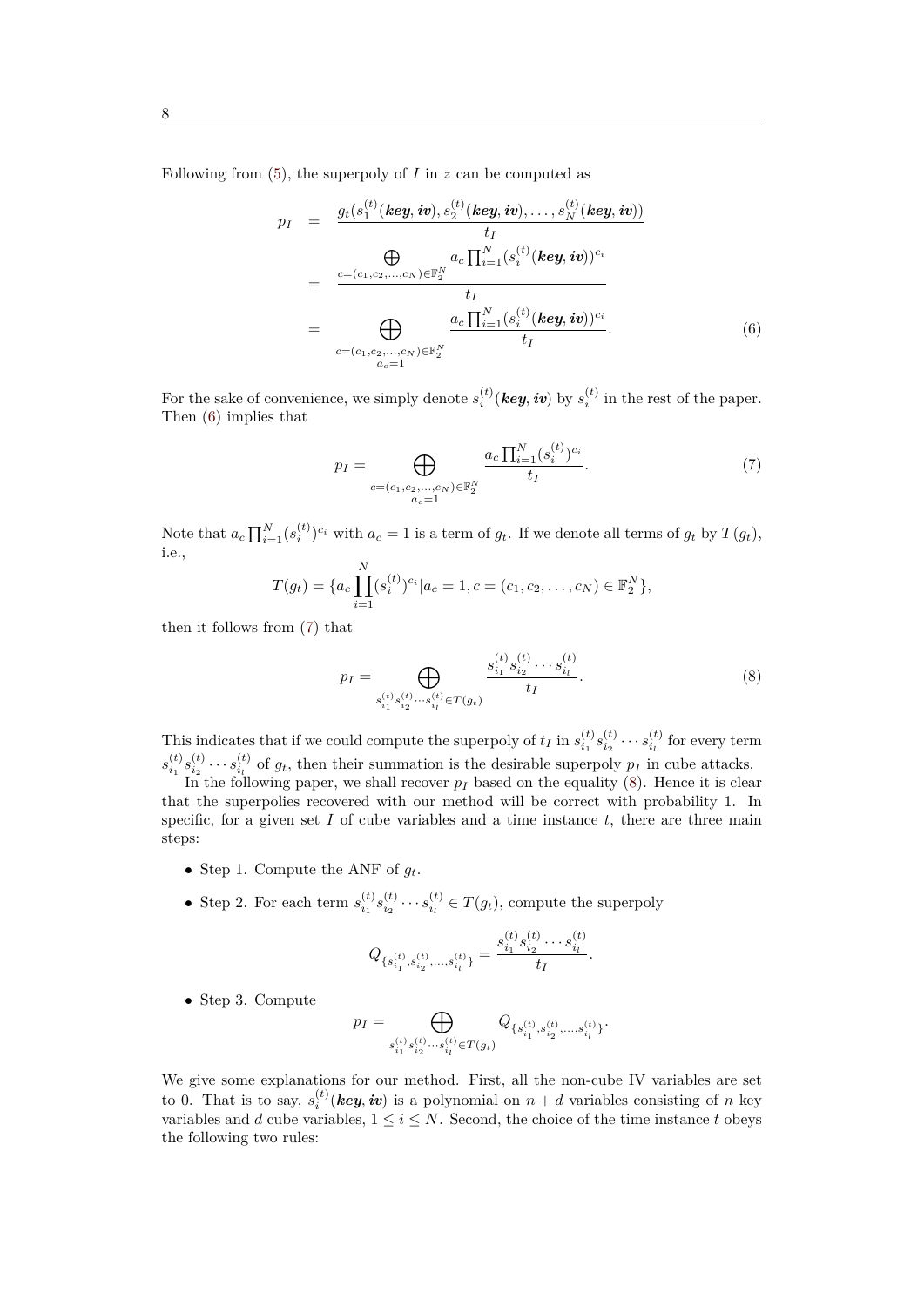Following from (5), the superpoly of $I$ in $z$ can be computed as

$$
\begin{aligned}
p_I &= \frac{g_t(s_1^{(t)}(\boldsymbol{key}, \boldsymbol{iv}), s_2^{(t)}(\boldsymbol{key}, \boldsymbol{iv}), \ldots, s_N^{(t)}(\boldsymbol{key}, \boldsymbol{iv}))}{t_I} \\
&= \frac{\bigoplus_{c=(c_1,c_2,\ldots,c_N)\in\mathbb{F}_2^N} a_c \prod_{i=1}^N (s_i^{(t)}(\boldsymbol{key}, \boldsymbol{iv}))^{c_i}}{t_I} \\
&= \bigoplus_{\substack{c=(c_1,c_2,\ldots,c_N)\in\mathbb{F}_2^N \\ a_c=1}} \frac{a_c \prod_{i=1}^N (s_i^{(t)}(\boldsymbol{key}, \boldsymbol{iv}))^{c_i}}{t_I}.
\end{aligned} \tag{6}
$$

For the sake of convenience, we simply denote $s_i^{(t)}(\boldsymbol{key}, \boldsymbol{iv})$ by $s_i^{(t)}$ in the rest of the paper. Then (6) implies that

$$
p_I = \bigoplus_{\substack{c=(c_1,c_2,\ldots,c_N)\in\mathbb{F}_2^N \\ a_c=1}} \frac{a_c \prod_{i=1}^N (s_i^{(t)})^{c_i}}{t_I}. \tag{7}
$$

Note that $a_c \prod_{i=1}^N (s_i^{(t)})^{c_i}$ with $a_c = 1$ is a term of $g_t$. If we denote all terms of $g_t$ by $T(g_t)$, i.e.,

$$
T(g_t) = \{a_c \prod_{i=1}^N (s_i^{(t)})^{c_i} | a_c = 1, c = (c_1, c_2, \ldots, c_N) \in \mathbb{F}_2^N\},
$$

then it follows from (7) that

$$
p_I = \bigoplus_{s_{i_1}^{(t)} s_{i_2}^{(t)} \cdots s_{i_l}^{(t)} \in T(g_t)} \frac{s_{i_1}^{(t)} s_{i_2}^{(t)} \cdots s_{i_l}^{(t)}}{t_I}. \tag{8}
$$

This indicates that if we could compute the superpoly of $t_I$ in $s_{i_1}^{(t)} s_{i_2}^{(t)} \cdots s_{i_l}^{(t)}$ for every term $s_{i_1}^{(t)} s_{i_2}^{(t)} \cdots s_{i_l}^{(t)}$ of $g_t$, then their summation is the desirable superpoly $p_I$ in cube attacks.

In the following paper, we shall recover $p_I$ based on the equality (8). Hence it is clear that the superpolies recovered with our method will be correct with probability 1. In specific, for a given set $I$ of cube variables and a time instance $t$, there are three main steps:

- Step 1. Compute the ANF of $g_t$.
- Step 2. For each term $s_{i_1}^{(t)} s_{i_2}^{(t)} \cdots s_{i_l}^{(t)} \in T(g_t)$, compute the superpoly

$$
Q_{\{s_{i_1}^{(t)}, s_{i_2}^{(t)}, \ldots, s_{i_l}^{(t)}\}} = \frac{s_{i_1}^{(t)} s_{i_2}^{(t)} \cdots s_{i_l}^{(t)}}{t_I}.
$$

- Step 3. Compute

$$
p_I = \bigoplus_{s_{i_1}^{(t)} s_{i_2}^{(t)} \cdots s_{i_l}^{(t)} \in T(g_t)} Q_{\{s_{i_1}^{(t)}, s_{i_2}^{(t)}, \ldots, s_{i_l}^{(t)}\}}.
$$

We give some explanations for our method. First, all the non-cube IV variables are set to 0. That is to say, $s_i^{(t)}(\boldsymbol{key}, \boldsymbol{iv})$ is a polynomial on $n + d$ variables consisting of $n$ key variables and $d$ cube variables, $1 \leq i \leq N$. Second, the choice of the time instance $t$ obeys the following two rules: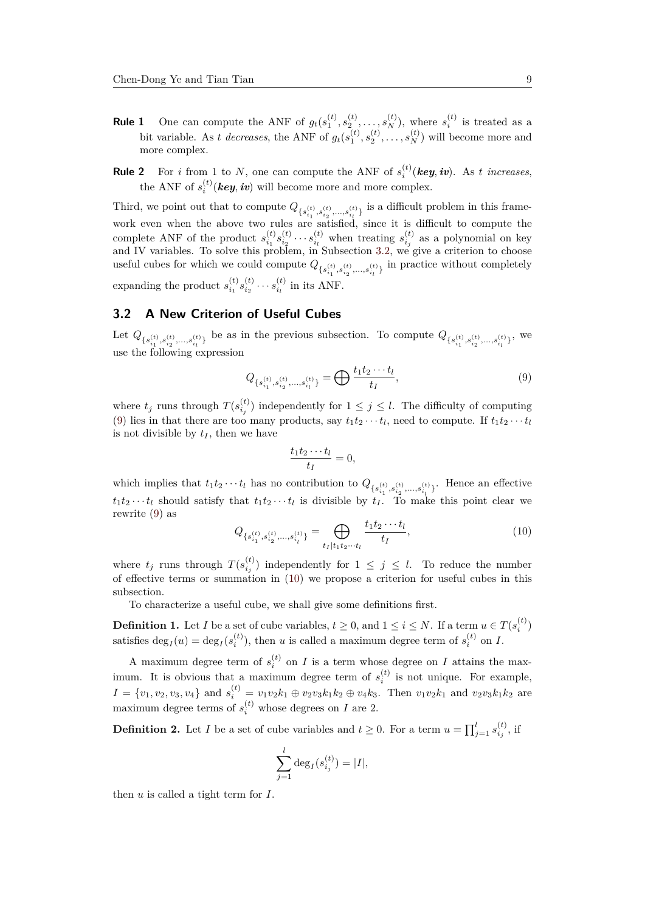**Rule 1** One can compute the ANF of $g_t(s_1^{(t)}, s_2^{(t)}, \ldots, s_N^{(t)})$, where $s_i^{(t)}$ is treated as a bit variable. As $t$ *decreases*, the ANF of $g_t(s_1^{(t)}, s_2^{(t)}, \ldots, s_N^{(t)})$ will become more and more complex.

**Rule 2** For $i$ from 1 to $N$, one can compute the ANF of $s_i^{(t)}(\boldsymbol{key}, \boldsymbol{iv})$. As $t$ *increases*, the ANF of $s_i^{(t)}(\boldsymbol{key}, \boldsymbol{iv})$ will become more and more complex.

Third, we point out that to compute $Q_{\{s_{i_1}^{(t)}, s_{i_2}^{(t)}, \ldots, s_{i_l}^{(t)}\}}$ is a difficult problem in this framework even when the above two rules are satisfied, since it is difficult to compute the complete ANF of the product $s_{i_1}^{(t)} s_{i_2}^{(t)} \cdots s_{i_l}^{(t)}$ when treating $s_{i_j}^{(t)}$ as a polynomial on key and IV variables. To solve this problem, in Subsection 3.2, we give a criterion to choose useful cubes for which we could compute $Q_{\{s_{i_1}^{(t)}, s_{i_2}^{(t)}, \ldots, s_{i_l}^{(t)}\}}$ in practice without completely expanding the product $s_{i_1}^{(t)} s_{i_2}^{(t)} \cdots s_{i_l}^{(t)}$ in its ANF.

## 3.2 A New Criterion of Useful Cubes

Let $Q_{\{s_{i_1}^{(t)}, s_{i_2}^{(t)}, \ldots, s_{i_l}^{(t)}\}}$ be as in the previous subsection. To compute $Q_{\{s_{i_1}^{(t)}, s_{i_2}^{(t)}, \ldots, s_{i_l}^{(t)}\}}$, we use the following expression

$$Q_{\{s_{i_1}^{(t)}, s_{i_2}^{(t)}, \ldots, s_{i_l}^{(t)}\}} = \bigoplus \frac{t_1 t_2 \cdots t_l}{t_I}, \tag{9}$$

where $t_j$ runs through $T(s_{i_j}^{(t)})$ independently for $1 \leq j \leq l$. The difficulty of computing (9) lies in that there are too many products, say $t_1 t_2 \cdots t_l$, need to compute. If $t_1 t_2 \cdots t_l$ is not divisible by $t_I$, then we have

$$\frac{t_1 t_2 \cdots t_l}{t_I} = 0,$$

which implies that $t_1 t_2 \cdots t_l$ has no contribution to $Q_{\{s_{i_1}^{(t)}, s_{i_2}^{(t)}, \ldots, s_{i_l}^{(t)}\}}$. Hence an effective $t_1 t_2 \cdots t_l$ should satisfy that $t_1 t_2 \cdots t_l$ is divisible by $t_I$. To make this point clear we rewrite (9) as

$$Q_{\{s_{i_1}^{(t)}, s_{i_2}^{(t)}, \ldots, s_{i_l}^{(t)}\}} = \bigoplus_{t_I | t_1 t_2 \cdots t_l} \frac{t_1 t_2 \cdots t_l}{t_I}, \tag{10}$$

where $t_j$ runs through $T(s_{i_j}^{(t)})$ independently for $1 \leq j \leq l$. To reduce the number of effective terms or summation in (10) we propose a criterion for useful cubes in this subsection.

To characterize a useful cube, we shall give some definitions first.

**Definition 1.** Let $I$ be a set of cube variables, $t \geq 0$, and $1 \leq i \leq N$. If a term $u \in T(s_i^{(t)})$ satisfies $\deg_I(u) = \deg_I(s_i^{(t)})$, then $u$ is called a maximum degree term of $s_i^{(t)}$ on $I$.

A maximum degree term of $s_i^{(t)}$ on $I$ is a term whose degree on $I$ attains the maximum. It is obvious that a maximum degree term of $s_i^{(t)}$ is not unique. For example, $I = \{v_1, v_2, v_3, v_4\}$ and $s_i^{(t)} = v_1 v_2 k_1 \oplus v_2 v_3 k_1 k_2 \oplus v_4 k_3$. Then $v_1 v_2 k_1$ and $v_2 v_3 k_1 k_2$ are maximum degree terms of $s_i^{(t)}$ whose degrees on $I$ are 2.

**Definition 2.** Let $I$ be a set of cube variables and $t \geq 0$. For a term $u = \prod_{j=1}^{l} s_{i_j}^{(t)}$, if

$$\sum_{j=1}^{l} \deg_I(s_{i_j}^{(t)}) = |I|,$$

then $u$ is called a tight term for $I$.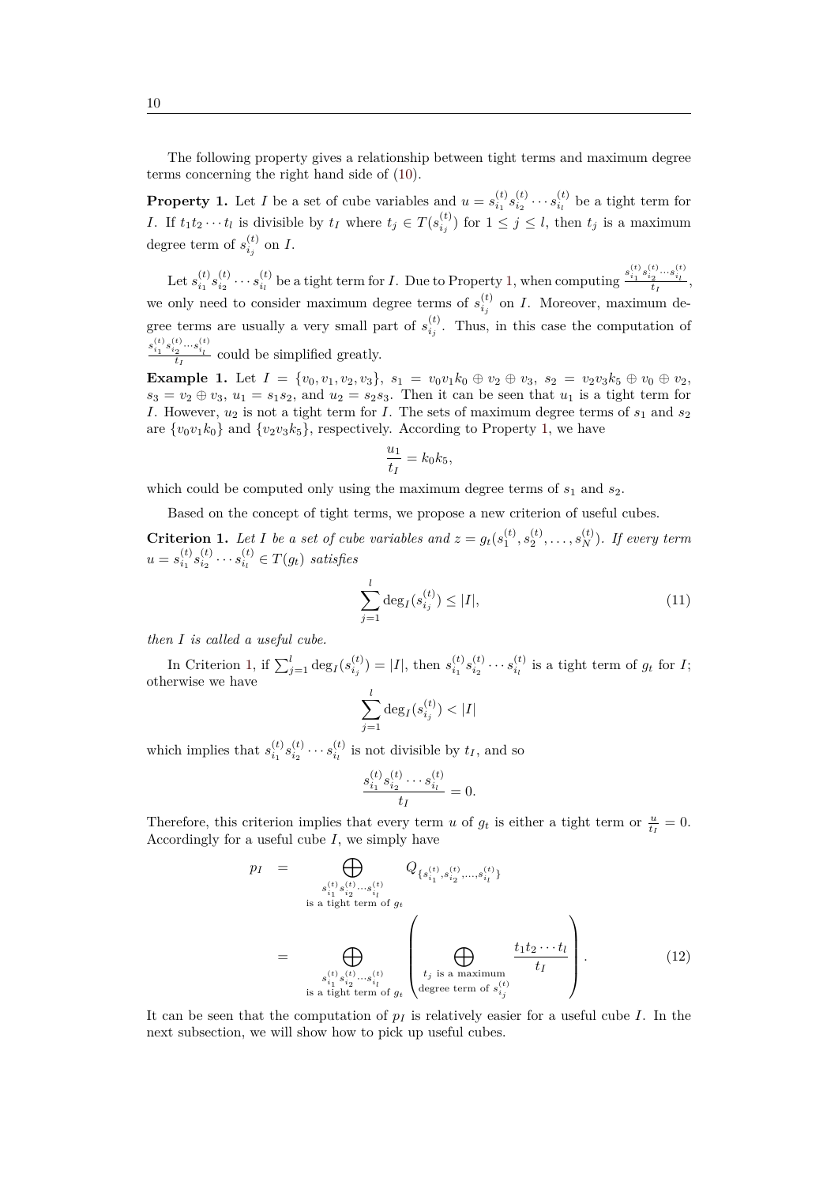The following property gives a relationship between tight terms and maximum degree terms concerning the right hand side of (10).

**Property 1.** Let $I$ be a set of cube variables and $u = s_{i_1}^{(t)} s_{i_2}^{(t)} \cdots s_{i_l}^{(t)}$ be a tight term for $I$. If $t_1 t_2 \cdots t_l$ is divisible by $t_I$ where $t_j \in T(s_{i_j}^{(t)})$ for $1 \le j \le l$, then $t_j$ is a maximum degree term of $s_{i_j}^{(t)}$ on $I$.

Let $s_{i_1}^{(t)} s_{i_2}^{(t)} \cdots s_{i_l}^{(t)}$ be a tight term for $I$. Due to Property 1, when computing $\frac{s_{i_1}^{(t)} s_{i_2}^{(t)} \cdots s_{i_l}^{(t)}}{t_I}$, we only need to consider maximum degree terms of $s_{i_j}^{(t)}$ on $I$. Moreover, maximum degree terms are usually a very small part of $s_{i_j}^{(t)}$. Thus, in this case the computation of $\frac{s_{i_1}^{(t)} s_{i_2}^{(t)} \cdots s_{i_l}^{(t)}}{t_I}$ could be simplified greatly.

**Example 1.** Let $I = \{v_0, v_1, v_2, v_3\}$, $s_1 = v_0 v_1 k_0 \oplus v_2 \oplus v_3$, $s_2 = v_2 v_3 k_5 \oplus v_0 \oplus v_2$, $s_3 = v_2 \oplus v_3$, $u_1 = s_1 s_2$, and $u_2 = s_2 s_3$. Then it can be seen that $u_1$ is a tight term for $I$. However, $u_2$ is not a tight term for $I$. The sets of maximum degree terms of $s_1$ and $s_2$ are $\{v_0 v_1 k_0\}$ and $\{v_2 v_3 k_5\}$, respectively. According to Property 1, we have

$$\frac{u_1}{t_I} = k_0 k_5,$$

which could be computed only using the maximum degree terms of $s_1$ and $s_2$.

Based on the concept of tight terms, we propose a new criterion of useful cubes.

**Criterion 1.** *Let $I$ be a set of cube variables and $z = g_t(s_1^{(t)}, s_2^{(t)}, \ldots, s_N^{(t)})$. If every term $u = s_{i_1}^{(t)} s_{i_2}^{(t)} \cdots s_{i_l}^{(t)} \in T(g_t)$ satisfies*

$$\sum_{j=1}^{l} \deg_I(s_{i_j}^{(t)}) \le |I|, \tag{11}$$

*then $I$ is called a useful cube.*

In Criterion 1, if $\sum_{j=1}^{l} \deg_I(s_{i_j}^{(t)}) = |I|$, then $s_{i_1}^{(t)} s_{i_2}^{(t)} \cdots s_{i_l}^{(t)}$ is a tight term of $g_t$ for $I$; otherwise we have

$$\sum_{j=1}^{l} \deg_I(s_{i_j}^{(t)}) < |I|$$

which implies that $s_{i_1}^{(t)} s_{i_2}^{(t)} \cdots s_{i_l}^{(t)}$ is not divisible by $t_I$, and so

$$\frac{s_{i_1}^{(t)} s_{i_2}^{(t)} \cdots s_{i_l}^{(t)}}{t_I} = 0.$$

Therefore, this criterion implies that every term $u$ of $g_t$ is either a tight term or $\frac{u}{t_I} = 0$. Accordingly for a useful cube $I$, we simply have

$$\begin{aligned} p_I &= \bigoplus_{\substack{s_{i_1}^{(t)} s_{i_2}^{(t)} \cdots s_{i_l}^{(t)} \\ \text{is a tight term of } g_t}} Q_{\{s_{i_1}^{(t)}, s_{i_2}^{(t)}, \ldots, s_{i_l}^{(t)}\}} \\ &= \bigoplus_{\substack{s_{i_1}^{(t)} s_{i_2}^{(t)} \cdots s_{i_l}^{(t)} \\ \text{is a tight term of } g_t}} \left( \bigoplus_{\substack{t_j \text{ is a maximum} \\ \text{degree term of } s_{i_j}^{(t)}}} \frac{t_1 t_2 \cdots t_l}{t_I} \right). \end{aligned} \tag{12}$$

It can be seen that the computation of $p_I$ is relatively easier for a useful cube $I$. In the next subsection, we will show how to pick up useful cubes.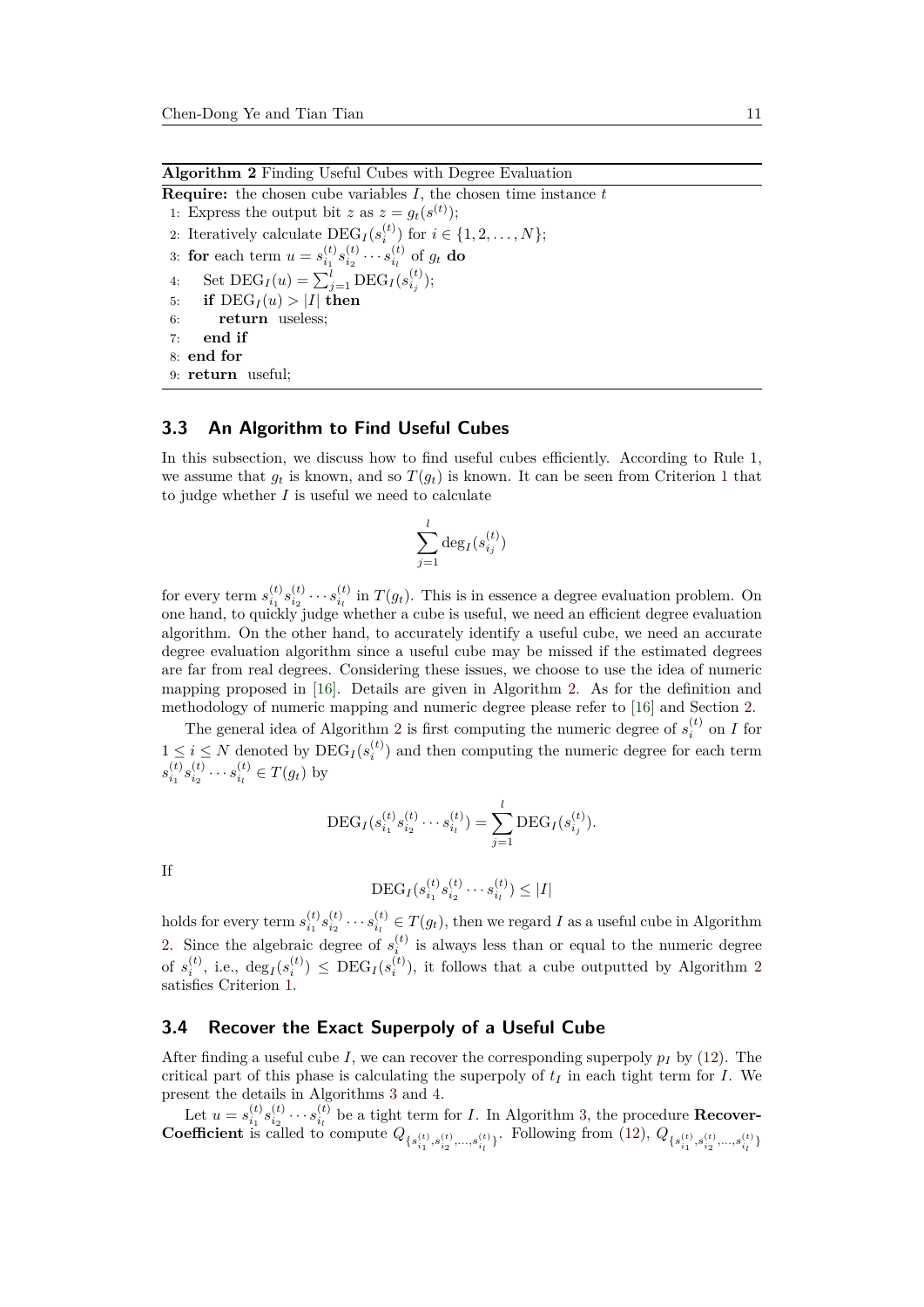**Algorithm 2** Finding Useful Cubes with Degree Evaluation

**Require:** the chosen cube variables $I$, the chosen time instance $t$

1: Express the output bit $z$ as $z = g_t(s^{(t)})$;
2: Iteratively calculate $\mathrm{DEG}_I(s_i^{(t)})$ for $i \in \{1, 2, \ldots, N\}$;
3: **for** each term $u = s_{i_1}^{(t)} s_{i_2}^{(t)} \cdots s_{i_l}^{(t)}$ of $g_t$ **do**
4: &nbsp;&nbsp;&nbsp;&nbsp;Set $\mathrm{DEG}_I(u) = \sum_{j=1}^{l} \mathrm{DEG}_I(s_{i_j}^{(t)})$;
5: &nbsp;&nbsp;&nbsp;&nbsp;**if** $\mathrm{DEG}_I(u) > |I|$ **then**
6: &nbsp;&nbsp;&nbsp;&nbsp;&nbsp;&nbsp;&nbsp;&nbsp;**return** useless;
7: &nbsp;&nbsp;&nbsp;&nbsp;**end if**
8: **end for**
9: **return** useful;

### 3.3 An Algorithm to Find Useful Cubes

In this subsection, we discuss how to find useful cubes efficiently. According to Rule 1, we assume that $g_t$ is known, and so $T(g_t)$ is known. It can be seen from Criterion 1 that to judge whether $I$ is useful we need to calculate

$$\sum_{j=1}^{l} \deg_I(s_{i_j}^{(t)})$$

for every term $s_{i_1}^{(t)} s_{i_2}^{(t)} \cdots s_{i_l}^{(t)}$ in $T(g_t)$. This is in essence a degree evaluation problem. On one hand, to quickly judge whether a cube is useful, we need an efficient degree evaluation algorithm. On the other hand, to accurately identify a useful cube, we need an accurate degree evaluation algorithm since a useful cube may be missed if the estimated degrees are far from real degrees. Considering these issues, we choose to use the idea of numeric mapping proposed in [16]. Details are given in Algorithm 2. As for the definition and methodology of numeric mapping and numeric degree please refer to [16] and Section 2.

The general idea of Algorithm 2 is first computing the numeric degree of $s_i^{(t)}$ on $I$ for $1 \le i \le N$ denoted by $\mathrm{DEG}_I(s_i^{(t)})$ and then computing the numeric degree for each term $s_{i_1}^{(t)} s_{i_2}^{(t)} \cdots s_{i_l}^{(t)} \in T(g_t)$ by

$$\mathrm{DEG}_I(s_{i_1}^{(t)} s_{i_2}^{(t)} \cdots s_{i_l}^{(t)}) = \sum_{j=1}^{l} \mathrm{DEG}_I(s_{i_j}^{(t)}).$$

If

$$\mathrm{DEG}_I(s_{i_1}^{(t)} s_{i_2}^{(t)} \cdots s_{i_l}^{(t)}) \le |I|$$

holds for every term $s_{i_1}^{(t)} s_{i_2}^{(t)} \cdots s_{i_l}^{(t)} \in T(g_t)$, then we regard $I$ as a useful cube in Algorithm 2. Since the algebraic degree of $s_i^{(t)}$ is always less than or equal to the numeric degree of $s_i^{(t)}$, i.e., $\deg_I(s_i^{(t)}) \le \mathrm{DEG}_I(s_i^{(t)})$, it follows that a cube outputted by Algorithm 2 satisfies Criterion 1.

### 3.4 Recover the Exact Superpoly of a Useful Cube

After finding a useful cube $I$, we can recover the corresponding superpoly $p_I$ by (12). The critical part of this phase is calculating the superpoly of $t_I$ in each tight term for $I$. We present the details in Algorithms 3 and 4.

Let $u = s_{i_1}^{(t)} s_{i_2}^{(t)} \cdots s_{i_l}^{(t)}$ be a tight term for $I$. In Algorithm 3, the procedure **Recover-Coefficient** is called to compute $Q_{\{s_{i_1}^{(t)}, s_{i_2}^{(t)}, \ldots, s_{i_l}^{(t)}\}}$. Following from (12), $Q_{\{s_{i_1}^{(t)}, s_{i_2}^{(t)}, \ldots, s_{i_l}^{(t)}\}}$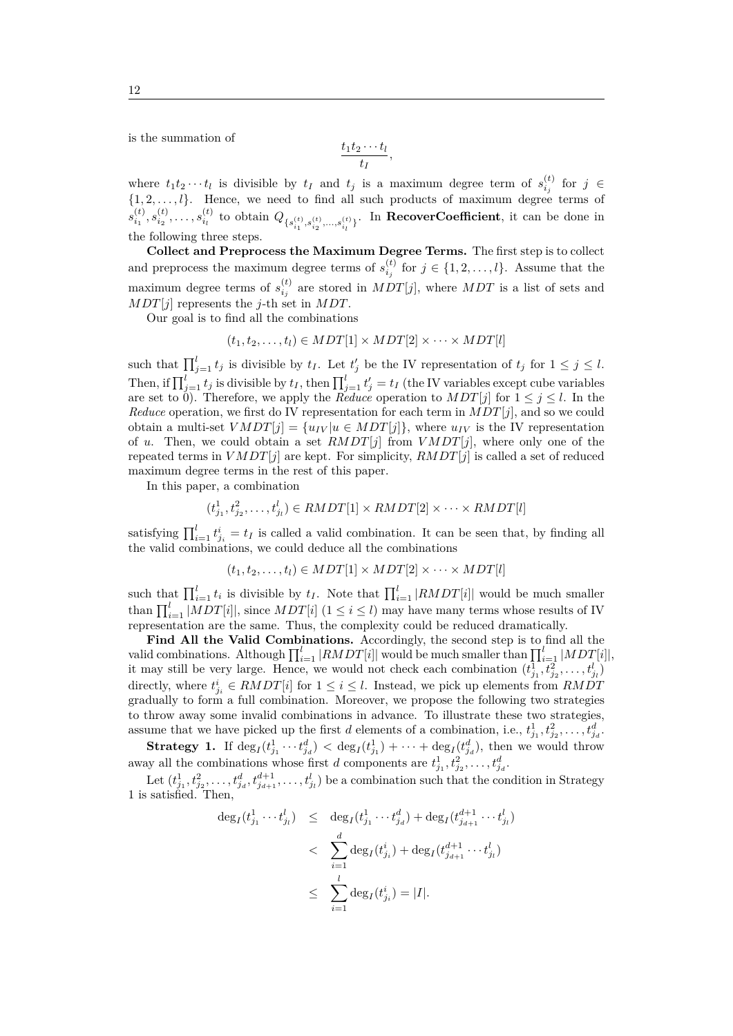is the summation of

$$\frac{t_1 t_2 \cdots t_l}{t_I},$$

where $t_1 t_2 \cdots t_l$ is divisible by $t_I$ and $t_j$ is a maximum degree term of $s_{i_j}^{(t)}$ for $j \in \{1, 2, \ldots, l\}$. Hence, we need to find all such products of maximum degree terms of $s_{i_1}^{(t)}, s_{i_2}^{(t)}, \ldots, s_{i_l}^{(t)}$ to obtain $Q_{\{s_{i_1}^{(t)}, s_{i_2}^{(t)}, \ldots, s_{i_l}^{(t)}\}}$. In **RecoverCoefficient**, it can be done in the following three steps.

**Collect and Preprocess the Maximum Degree Terms.** The first step is to collect and preprocess the maximum degree terms of $s_{i_j}^{(t)}$ for $j \in \{1, 2, \ldots, l\}$. Assume that the maximum degree terms of $s_{i_j}^{(t)}$ are stored in $MDT[j]$, where $MDT$ is a list of sets and $MDT[j]$ represents the $j$-th set in $MDT$.

Our goal is to find all the combinations

$$(t_1, t_2, \ldots, t_l) \in MDT[1] \times MDT[2] \times \cdots \times MDT[l]$$

such that $\prod_{j=1}^{l} t_j$ is divisible by $t_I$. Let $t'_j$ be the IV representation of $t_j$ for $1 \leq j \leq l$. Then, if $\prod_{j=1}^{l} t_j$ is divisible by $t_I$, then $\prod_{j=I}^{l} t'_j = t_I$ (the IV variables except cube variables are set to 0). Therefore, we apply the *Reduce* operation to $MDT[j]$ for $1 \leq j \leq l$. In the *Reduce* operation, we first do IV representation for each term in $MDT[j]$, and so we could obtain a multi-set $VMDT[j] = \{u_{IV} | u \in MDT[j]\}$, where $u_{IV}$ is the IV representation of $u$. Then, we could obtain a set $RMDT[j]$ from $VMDT[j]$, where only one of the repeated terms in $VMDT[j]$ are kept. For simplicity, $RMDT[j]$ is called a set of reduced maximum degree terms in the rest of this paper.

In this paper, a combination

$$(t_{j_1}^1, t_{j_2}^2, \ldots, t_{j_l}^l) \in RMDT[1] \times RMDT[2] \times \cdots \times RMDT[l]$$

satisfying $\prod_{i=1}^{l} t_{j_i}^i = t_I$ is called a valid combination. It can be seen that, by finding all the valid combinations, we could deduce all the combinations

$$(t_1, t_2, \ldots, t_l) \in MDT[1] \times MDT[2] \times \cdots \times MDT[l]$$

such that $\prod_{i=1}^{l} t_i$ is divisible by $t_I$. Note that $\prod_{i=1}^{l} |RMDT[i]|$ would be much smaller than $\prod_{i=1}^{l} |MDT[i]|$, since $MDT[i]$ ($1 \leq i \leq l$) may have many terms whose results of IV representation are the same. Thus, the complexity could be reduced dramatically.

**Find All the Valid Combinations.** Accordingly, the second step is to find all the valid combinations. Although $\prod_{i=1}^{l} |RMDT[i]|$ would be much smaller than $\prod_{i=1}^{l} |MDT[i]|$, it may still be very large. Hence, we would not check each combination $(t_{j_1}^1, t_{j_2}^2, \ldots, t_{j_l}^l)$ directly, where $t_{j_i}^i \in RMDT[i]$ for $1 \leq i \leq l$. Instead, we pick up elements from $RMDT$ gradually to form a full combination. Moreover, we propose the following two strategies to throw away some invalid combinations in advance. To illustrate these two strategies, assume that we have picked up the first $d$ elements of a combination, i.e., $t_{j_1}^1, t_{j_2}^2, \ldots, t_{j_d}^d$.

**Strategy 1.** If $\deg_I(t_{j_1}^1 \cdots t_{j_d}^d) < \deg_I(t_{j_1}^1) + \cdots + \deg_I(t_{j_d}^d)$, then we would throw away all the combinations whose first $d$ components are $t_{j_1}^1, t_{j_2}^2, \ldots, t_{j_d}^d$.

Let $(t_{j_1}^1, t_{j_2}^2, \ldots, t_{j_d}^d, t_{j_{d+1}}^{d+1}, \ldots, t_{j_l}^l)$ be a combination such that the condition in Strategy 1 is satisfied. Then,

$$\begin{aligned}
\deg_I(t_{j_1}^1 \cdots t_{j_l}^l) &\leq \deg_I(t_{j_1}^1 \cdots t_{j_d}^d) + \deg_I(t_{j_{d+1}}^{d+1} \cdots t_{j_l}^l) \\
&< \sum_{i=1}^{d} \deg_I(t_{j_i}^i) + \deg_I(t_{j_{d+1}}^{d+1} \cdots t_{j_l}^l) \\
&\leq \sum_{i=1}^{l} \deg_I(t_{j_i}^i) = |I|.
\end{aligned}$$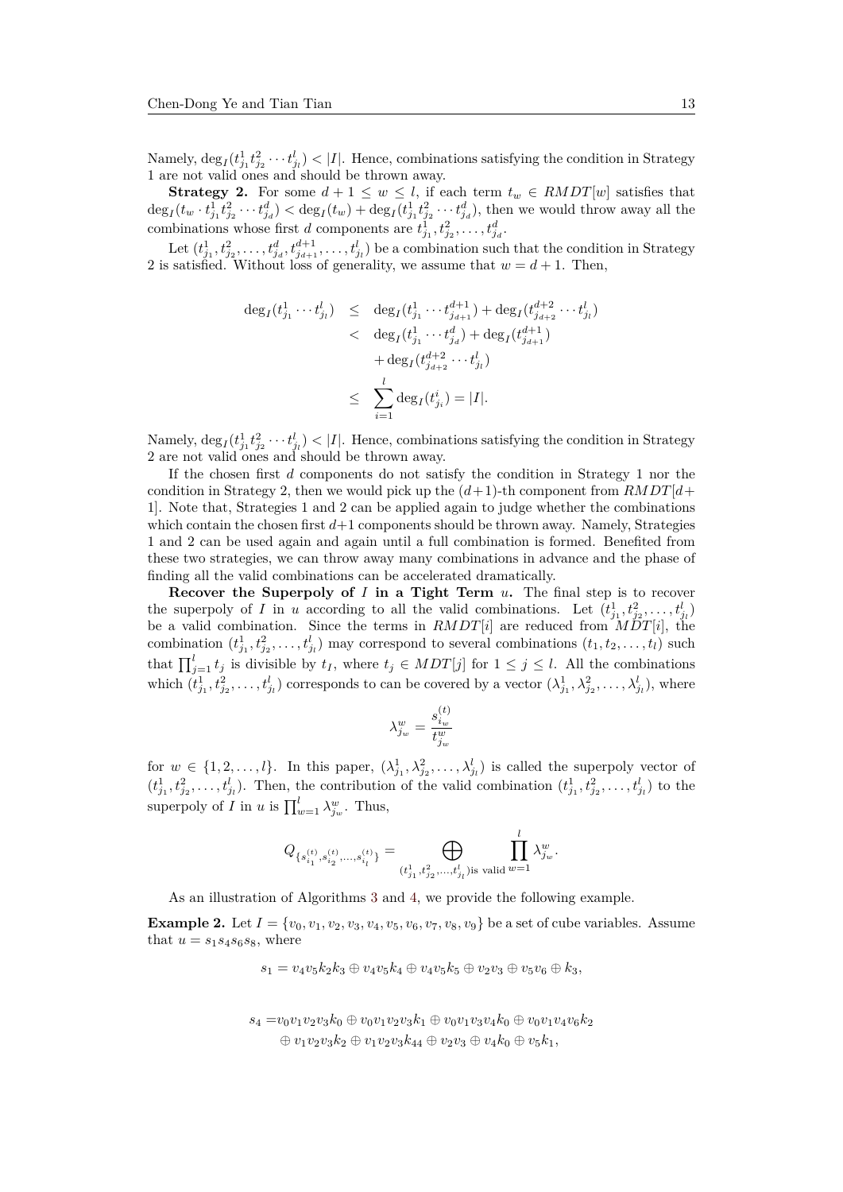Namely, $\deg_I(t^1_{j_1}t^2_{j_2}\cdots t^l_{j_l}) < |I|$. Hence, combinations satisfying the condition in Strategy 1 are not valid ones and should be thrown away.

**Strategy 2.** For some $d+1 \le w \le l$, if each term $t_w \in RMDT[w]$ satisfies that $\deg_I(t_w \cdot t^1_{j_1}t^2_{j_2}\cdots t^d_{j_d}) < \deg_I(t_w) + \deg_I(t^1_{j_1}t^2_{j_2}\cdots t^d_{j_d})$, then we would throw away all the combinations whose first $d$ components are $t^1_{j_1}, t^2_{j_2}, \ldots, t^d_{j_d}$.

Let $(t^1_{j_1}, t^2_{j_2}, \ldots, t^d_{j_d}, t^{d+1}_{j_{d+1}}, \ldots, t^l_{j_l})$ be a combination such that the condition in Strategy 2 is satisfied. Without loss of generality, we assume that $w = d+1$. Then,

$$
\begin{aligned}
\deg_I(t^1_{j_1}\cdots t^l_{j_l}) &\le \deg_I(t^1_{j_1}\cdots t^{d+1}_{j_{d+1}}) + \deg_I(t^{d+2}_{j_{d+2}}\cdots t^l_{j_l}) \\
&< \deg_I(t^1_{j_1}\cdots t^d_{j_d}) + \deg_I(t^{d+1}_{j_{d+1}}) \\
&\quad + \deg_I(t^{d+2}_{j_{d+2}}\cdots t^l_{j_l}) \\
&\le \sum_{i=1}^{l} \deg_I(t^i_{j_i}) = |I|.
\end{aligned}
$$

Namely, $\deg_I(t^1_{j_1}t^2_{j_2}\cdots t^l_{j_l}) < |I|$. Hence, combinations satisfying the condition in Strategy 2 are not valid ones and should be thrown away.

If the chosen first $d$ components do not satisfy the condition in Strategy 1 nor the condition in Strategy 2, then we would pick up the $(d+1)$-th component from $RMDT[d+1]$. Note that, Strategies 1 and 2 can be applied again to judge whether the combinations which contain the chosen first $d+1$ components should be thrown away. Namely, Strategies 1 and 2 can be used again and again until a full combination is formed. Benefited from these two strategies, we can throw away many combinations in advance and the phase of finding all the valid combinations can be accelerated dramatically.

**Recover the Superpoly of $I$ in a Tight Term $u$.** The final step is to recover the superpoly of $I$ in $u$ according to all the valid combinations. Let $(t^1_{j_1}, t^2_{j_2}, \ldots, t^l_{j_l})$ be a valid combination. Since the terms in $RMDT[i]$ are reduced from $MDT[i]$, the combination $(t^1_{j_1}, t^2_{j_2}, \ldots, t^l_{j_l})$ may correspond to several combinations $(t_1, t_2, \ldots, t_l)$ such that $\prod_{j=1}^{l} t_j$ is divisible by $t_I$, where $t_j \in MDT[j]$ for $1 \le j \le l$. All the combinations which $(t^1_{j_1}, t^2_{j_2}, \ldots, t^l_{j_l})$ corresponds to can be covered by a vector $(\lambda^1_{j_1}, \lambda^2_{j_2}, \ldots, \lambda^l_{j_l})$, where

$$
\lambda^w_{j_w} = \frac{s^{(t)}_{i_w}}{t^w_{j_w}}
$$

for $w \in \{1, 2, \ldots, l\}$. In this paper, $(\lambda^1_{j_1}, \lambda^2_{j_2}, \ldots, \lambda^l_{j_l})$ is called the superpoly vector of $(t^1_{j_1}, t^2_{j_2}, \ldots, t^l_{j_l})$. Then, the contribution of the valid combination $(t^1_{j_1}, t^2_{j_2}, \ldots, t^l_{j_l})$ to the superpoly of $I$ in $u$ is $\prod_{w=1}^{l} \lambda^w_{j_w}$. Thus,

$$
Q_{\{s^{(t)}_{i_1}, s^{(t)}_{i_2}, \ldots, s^{(t)}_{i_l}\}} = \bigoplus_{(t^1_{j_1}, t^2_{j_2}, \ldots, t^l_{j_l}) \text{is valid}} \prod_{w=1}^{l} \lambda^w_{j_w}.
$$

As an illustration of Algorithms 3 and 4, we provide the following example.

**Example 2.** Let $I = \{v_0, v_1, v_2, v_3, v_4, v_5, v_6, v_7, v_8, v_9\}$ be a set of cube variables. Assume that $u = s_1 s_4 s_6 s_8$, where

$$
s_1 = v_4v_5k_2k_3 \oplus v_4v_5k_4 \oplus v_4v_5k_5 \oplus v_2v_3 \oplus v_5v_6 \oplus k_3,
$$

$$
\begin{aligned}
s_4 =& v_0v_1v_2v_3k_0 \oplus v_0v_1v_2v_3k_1 \oplus v_0v_1v_3v_4k_0 \oplus v_0v_1v_4v_6k_2 \\
&\oplus v_1v_2v_3k_2 \oplus v_1v_2v_3k_{44} \oplus v_2v_3 \oplus v_4k_0 \oplus v_5k_1,
\end{aligned}
$$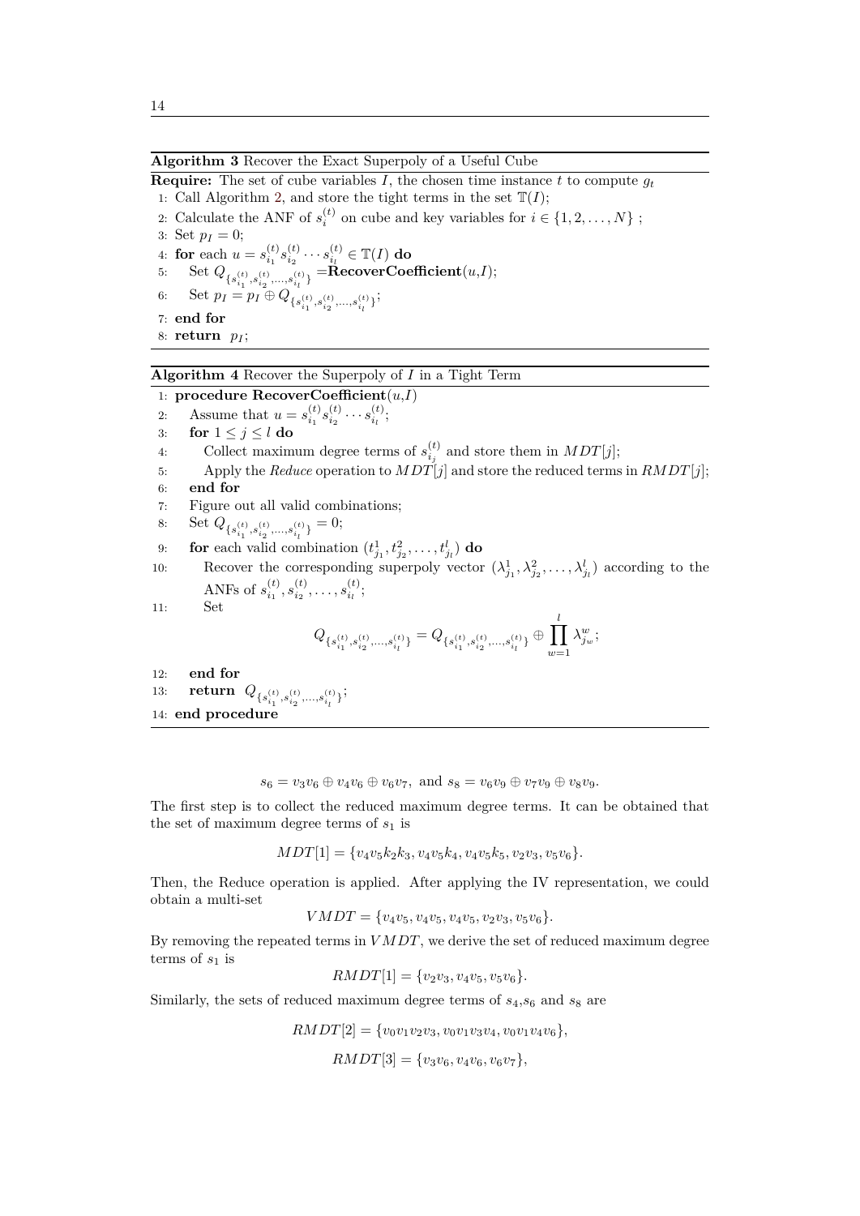**Algorithm 3** Recover the Exact Superpoly of a Useful Cube

**Require:** The set of cube variables $I$, the chosen time instance $t$ to compute $g_t$

1: Call Algorithm 2, and store the tight terms in the set $\mathbb{T}(I)$;
2: Calculate the ANF of $s_i^{(t)}$ on cube and key variables for $i \in \{1, 2, \ldots, N\}$ ;
3: Set $p_I = 0$;
4: **for** each $u = s_{i_1}^{(t)} s_{i_2}^{(t)} \cdots s_{i_l}^{(t)} \in \mathbb{T}(I)$ **do**
5: Set $Q_{\{s_{i_1}^{(t)}, s_{i_2}^{(t)}, \ldots, s_{i_l}^{(t)}\}}$ =**RecoverCoefficient**($u$,$I$);
6: Set $p_I = p_I \oplus Q_{\{s_{i_1}^{(t)}, s_{i_2}^{(t)}, \ldots, s_{i_l}^{(t)}\}}$;
7: **end for**
8: **return** $p_I$;

**Algorithm 4** Recover the Superpoly of $I$ in a Tight Term

1: **procedure RecoverCoefficient**($u$,$I$)
2: Assume that $u = s_{i_1}^{(t)} s_{i_2}^{(t)} \cdots s_{i_l}^{(t)}$;
3: **for** $1 \le j \le l$ **do**
4: Collect maximum degree terms of $s_{i_j}^{(t)}$ and store them in $MDT[j]$;
5: Apply the *Reduce* operation to $MDT[j]$ and store the reduced terms in $RMDT[j]$;
6: **end for**
7: Figure out all valid combinations;
8: Set $Q_{\{s_{i_1}^{(t)}, s_{i_2}^{(t)}, \ldots, s_{i_l}^{(t)}\}} = 0$;
9: **for** each valid combination $(t_{j_1}^1, t_{j_2}^2, \ldots, t_{j_l}^l)$ **do**
10: Recover the corresponding superpoly vector $(\lambda_{j_1}^1, \lambda_{j_2}^2, \ldots, \lambda_{j_l}^l)$ according to the ANFs of $s_{i_1}^{(t)}, s_{i_2}^{(t)}, \ldots, s_{i_l}^{(t)}$;
11: Set
$$Q_{\{s_{i_1}^{(t)}, s_{i_2}^{(t)}, \ldots, s_{i_l}^{(t)}\}} = Q_{\{s_{i_1}^{(t)}, s_{i_2}^{(t)}, \ldots, s_{i_l}^{(t)}\}} \oplus \prod_{w=1}^{l} \lambda_{j_w}^w;$$
12: **end for**
13: **return** $Q_{\{s_{i_1}^{(t)}, s_{i_2}^{(t)}, \ldots, s_{i_l}^{(t)}\}}$;
14: **end procedure**

$$s_6 = v_3v_6 \oplus v_4v_6 \oplus v_6v_7, \text{ and } s_8 = v_6v_9 \oplus v_7v_9 \oplus v_8v_9.$$

The first step is to collect the reduced maximum degree terms. It can be obtained that the set of maximum degree terms of $s_1$ is

$$MDT[1] = \{v_4v_5k_2k_3, v_4v_5k_4, v_4v_5k_5, v_2v_3, v_5v_6\}.$$

Then, the Reduce operation is applied. After applying the IV representation, we could obtain a multi-set

$$VMDT = \{v_4v_5, v_4v_5, v_4v_5, v_2v_3, v_5v_6\}.$$

By removing the repeated terms in $VMDT$, we derive the set of reduced maximum degree terms of $s_1$ is

$$RMDT[1] = \{v_2v_3, v_4v_5, v_5v_6\}.$$

Similarly, the sets of reduced maximum degree terms of $s_4$,$s_6$ and $s_8$ are

$$RMDT[2] = \{v_0v_1v_2v_3, v_0v_1v_3v_4, v_0v_1v_4v_6\},$$

$$RMDT[3] = \{v_3v_6, v_4v_6, v_6v_7\},$$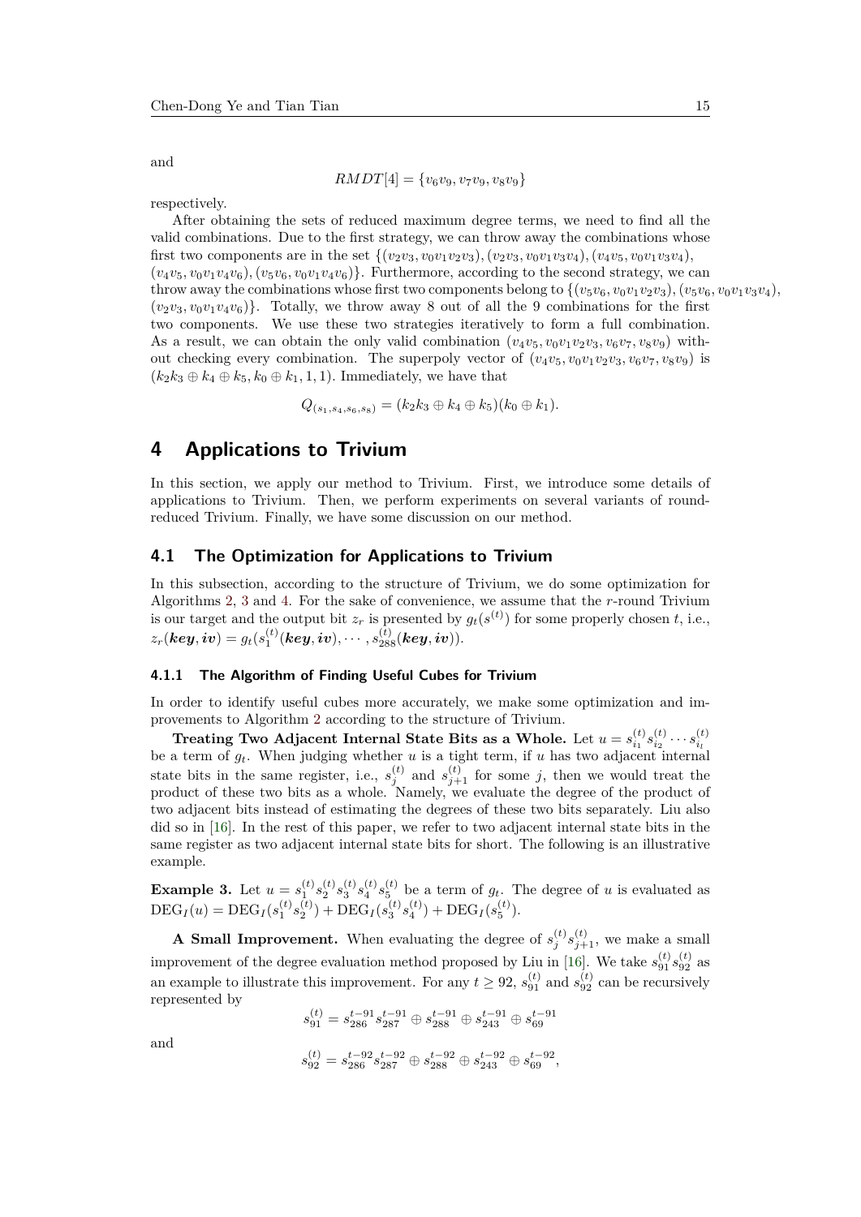and

$$RMDT[4] = \{v_6v_9, v_7v_9, v_8v_9\}$$

respectively.

After obtaining the sets of reduced maximum degree terms, we need to find all the valid combinations. Due to the first strategy, we can throw away the combinations whose first two components are in the set $\{(v_2v_3, v_0v_1v_2v_3), (v_2v_3, v_0v_1v_3v_4), (v_4v_5, v_0v_1v_3v_4), (v_4v_5, v_0v_1v_4v_6), (v_5v_6, v_0v_1v_4v_6)\}$. Furthermore, according to the second strategy, we can throw away the combinations whose first two components belong to $\{(v_5v_6, v_0v_1v_2v_3), (v_5v_6, v_0v_1v_3v_4), (v_2v_3, v_0v_1v_4v_6)\}$. Totally, we throw away 8 out of all the 9 combinations for the first two components. We use these two strategies iteratively to form a full combination. As a result, we can obtain the only valid combination $(v_4v_5, v_0v_1v_2v_3, v_6v_7, v_8v_9)$ without checking every combination. The superpoly vector of $(v_4v_5, v_0v_1v_2v_3, v_6v_7, v_8v_9)$ is $(k_2k_3 \oplus k_4 \oplus k_5, k_0 \oplus k_1, 1, 1)$. Immediately, we have that

$$Q_{(s_1,s_4,s_6,s_8)} = (k_2k_3 \oplus k_4 \oplus k_5)(k_0 \oplus k_1).$$

## 4 Applications to Trivium

In this section, we apply our method to Trivium. First, we introduce some details of applications to Trivium. Then, we perform experiments on several variants of round-reduced Trivium. Finally, we have some discussion on our method.

### 4.1 The Optimization for Applications to Trivium

In this subsection, according to the structure of Trivium, we do some optimization for Algorithms 2, 3 and 4. For the sake of convenience, we assume that the $r$-round Trivium is our target and the output bit $z_r$ is presented by $g_t(s^{(t)})$ for some properly chosen $t$, i.e., $z_r(\boldsymbol{key}, \boldsymbol{iv}) = g_t(s_1^{(t)}(\boldsymbol{key}, \boldsymbol{iv}), \cdots, s_{288}^{(t)}(\boldsymbol{key}, \boldsymbol{iv}))$.

#### 4.1.1 The Algorithm of Finding Useful Cubes for Trivium

In order to identify useful cubes more accurately, we make some optimization and improvements to Algorithm 2 according to the structure of Trivium.

**Treating Two Adjacent Internal State Bits as a Whole.** Let $u = s_{i_1}^{(t)} s_{i_2}^{(t)} \cdots s_{i_l}^{(t)}$ be a term of $g_t$. When judging whether $u$ is a tight term, if $u$ has two adjacent internal state bits in the same register, i.e., $s_j^{(t)}$ and $s_{j+1}^{(t)}$ for some $j$, then we would treat the product of these two bits as a whole. Namely, we evaluate the degree of the product of two adjacent bits instead of estimating the degrees of these two bits separately. Liu also did so in [16]. In the rest of this paper, we refer to two adjacent internal state bits in the same register as two adjacent internal state bits for short. The following is an illustrative example.

**Example 3.** Let $u = s_1^{(t)} s_2^{(t)} s_3^{(t)} s_4^{(t)} s_5^{(t)}$ be a term of $g_t$. The degree of $u$ is evaluated as $\mathrm{DEG}_I(u) = \mathrm{DEG}_I(s_1^{(t)} s_2^{(t)}) + \mathrm{DEG}_I(s_3^{(t)} s_4^{(t)}) + \mathrm{DEG}_I(s_5^{(t)})$.

**A Small Improvement.** When evaluating the degree of $s_j^{(t)} s_{j+1}^{(t)}$, we make a small improvement of the degree evaluation method proposed by Liu in [16]. We take $s_{91}^{(t)} s_{92}^{(t)}$ as an example to illustrate this improvement. For any $t \geq 92$, $s_{91}^{(t)}$ and $s_{92}^{(t)}$ can be recursively represented by

$$s_{91}^{(t)} = s_{286}^{t-91} s_{287}^{t-91} \oplus s_{288}^{t-91} \oplus s_{243}^{t-91} \oplus s_{69}^{t-91}$$

and

$$s_{92}^{(t)} = s_{286}^{t-92} s_{287}^{t-92} \oplus s_{288}^{t-92} \oplus s_{243}^{t-92} \oplus s_{69}^{t-92},$$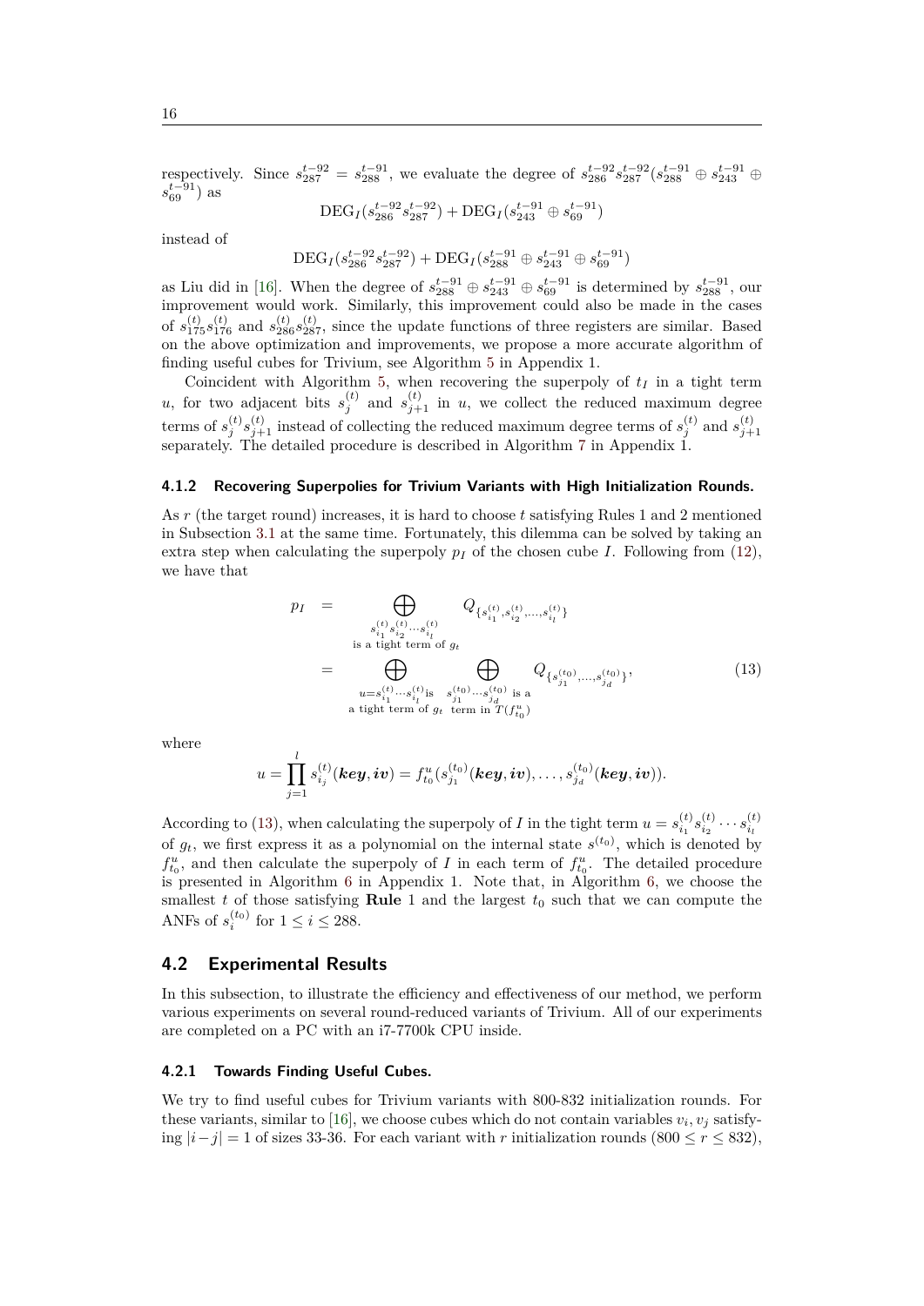respectively. Since $s_{287}^{t-92} = s_{288}^{t-91}$, we evaluate the degree of $s_{286}^{t-92}s_{287}^{t-92}(s_{288}^{t-91} \oplus s_{243}^{t-91} \oplus s_{69}^{t-91})$ as

$$\mathrm{DEG}_I(s_{286}^{t-92}s_{287}^{t-92}) + \mathrm{DEG}_I(s_{243}^{t-91} \oplus s_{69}^{t-91})$$

instead of

$$\mathrm{DEG}_I(s_{286}^{t-92}s_{287}^{t-92}) + \mathrm{DEG}_I(s_{288}^{t-91} \oplus s_{243}^{t-91} \oplus s_{69}^{t-91})$$

as Liu did in [16]. When the degree of $s_{288}^{t-91} \oplus s_{243}^{t-91} \oplus s_{69}^{t-91}$ is determined by $s_{288}^{t-91}$, our improvement would work. Similarly, this improvement could also be made in the cases of $s_{175}^{(t)}s_{176}^{(t)}$ and $s_{286}^{(t)}s_{287}^{(t)}$, since the update functions of three registers are similar. Based on the above optimization and improvements, we propose a more accurate algorithm of finding useful cubes for Trivium, see Algorithm 5 in Appendix 1.

Coincident with Algorithm 5, when recovering the superpoly of $t_I$ in a tight term $u$, for two adjacent bits $s_j^{(t)}$ and $s_{j+1}^{(t)}$ in $u$, we collect the reduced maximum degree terms of $s_j^{(t)}s_{j+1}^{(t)}$ instead of collecting the reduced maximum degree terms of $s_j^{(t)}$ and $s_{j+1}^{(t)}$ separately. The detailed procedure is described in Algorithm 7 in Appendix 1.

#### 4.1.2 Recovering Superpolies for Trivium Variants with High Initialization Rounds.

As $r$ (the target round) increases, it is hard to choose $t$ satisfying Rules 1 and 2 mentioned in Subsection 3.1 at the same time. Fortunately, this dilemma can be solved by taking an extra step when calculating the superpoly $p_I$ of the chosen cube $I$. Following from (12), we have that

$$\begin{aligned} p_I &= \bigoplus_{\substack{s_{i_1}^{(t)}s_{i_2}^{(t)}\cdots s_{i_l}^{(t)} \\ \text{is a tight term of } g_t}} Q_{\{s_{i_1}^{(t)}, s_{i_2}^{(t)}, \ldots, s_{i_l}^{(t)}\}} \\ &= \bigoplus_{\substack{u = s_{i_1}^{(t)}\cdots s_{i_l}^{(t)} \text{is} \\ \text{a tight term of } g_t}} \bigoplus_{\substack{s_{j_1}^{(t_0)}\cdots s_{j_d}^{(t_0)} \text{ is a} \\ \text{term in } T(f_{t_0}^u)}} Q_{\{s_{j_1}^{(t_0)}, \ldots, s_{j_d}^{(t_0)}\}}, \end{aligned} \tag{13}$$

where

$$u = \prod_{j=1}^{l} s_{i_j}^{(t)}(\boldsymbol{key}, \boldsymbol{iv}) = f_{t_0}^u(s_{j_1}^{(t_0)}(\boldsymbol{key}, \boldsymbol{iv}), \ldots, s_{j_d}^{(t_0)}(\boldsymbol{key}, \boldsymbol{iv})).$$

According to (13), when calculating the superpoly of $I$ in the tight term $u = s_{i_1}^{(t)}s_{i_2}^{(t)}\cdots s_{i_l}^{(t)}$ of $g_t$, we first express it as a polynomial on the internal state $s^{(t_0)}$, which is denoted by $f_{t_0}^u$, and then calculate the superpoly of $I$ in each term of $f_{t_0}^u$. The detailed procedure is presented in Algorithm 6 in Appendix 1. Note that, in Algorithm 6, we choose the smallest $t$ of those satisfying **Rule** 1 and the largest $t_0$ such that we can compute the ANFs of $s_i^{(t_0)}$ for $1 \leq i \leq 288$.

### 4.2 Experimental Results

In this subsection, to illustrate the efficiency and effectiveness of our method, we perform various experiments on several round-reduced variants of Trivium. All of our experiments are completed on a PC with an i7-7700k CPU inside.

#### 4.2.1 Towards Finding Useful Cubes.

We try to find useful cubes for Trivium variants with 800-832 initialization rounds. For these variants, similar to [16], we choose cubes which do not contain variables $v_i, v_j$ satisfying $|i-j| = 1$ of sizes 33-36. For each variant with $r$ initialization rounds ($800 \leq r \leq 832$),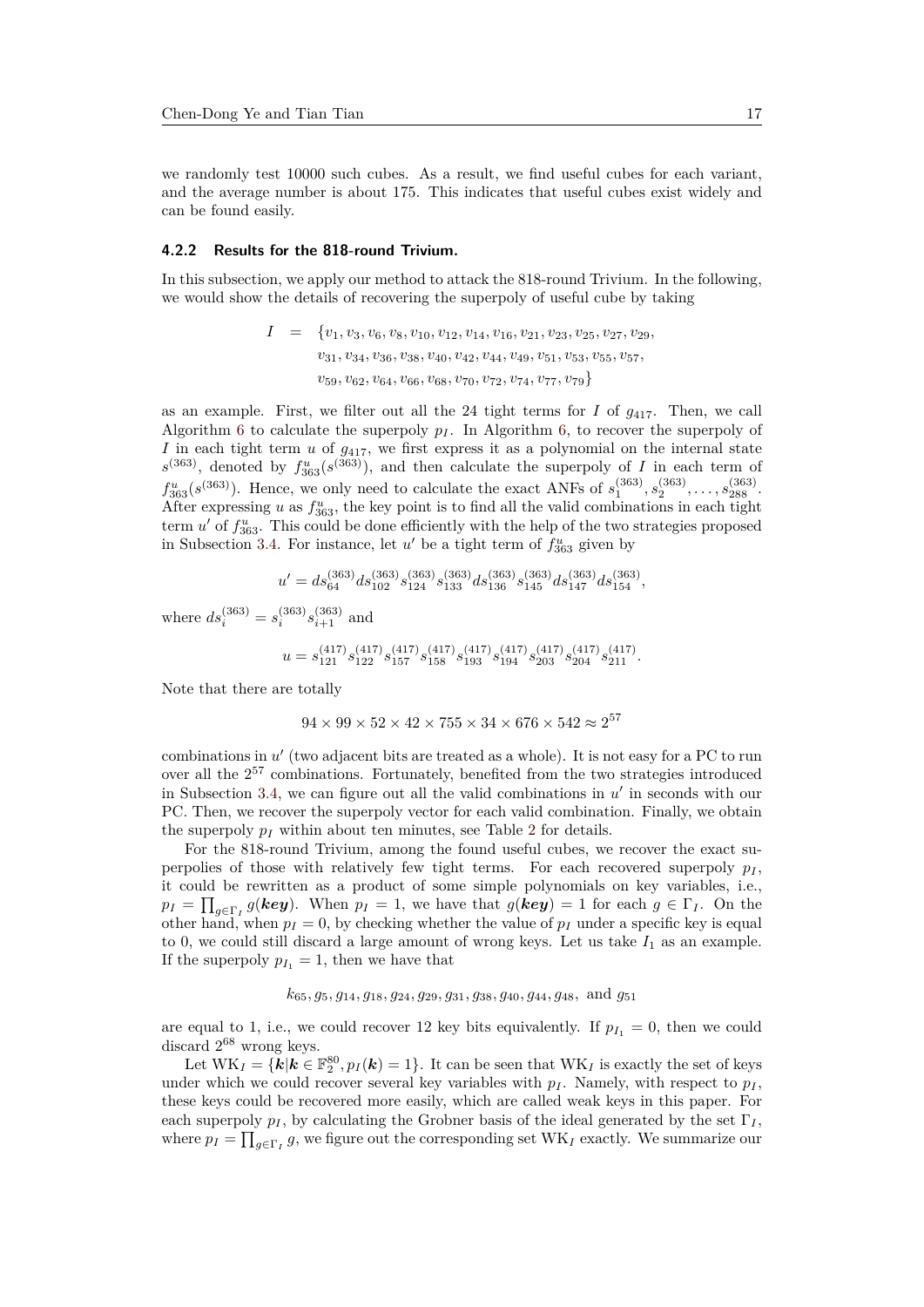we randomly test 10000 such cubes. As a result, we find useful cubes for each variant, and the average number is about 175. This indicates that useful cubes exist widely and can be found easily.

#### 4.2.2 Results for the 818-round Trivium.

In this subsection, we apply our method to attack the 818-round Trivium. In the following, we would show the details of recovering the superpoly of useful cube by taking

$$
\begin{aligned}
I \quad = \quad & \{v_1, v_3, v_6, v_8, v_{10}, v_{12}, v_{14}, v_{16}, v_{21}, v_{23}, v_{25}, v_{27}, v_{29}, \\
& v_{31}, v_{34}, v_{36}, v_{38}, v_{40}, v_{42}, v_{44}, v_{49}, v_{51}, v_{53}, v_{55}, v_{57}, \\
& v_{59}, v_{62}, v_{64}, v_{66}, v_{68}, v_{70}, v_{72}, v_{74}, v_{77}, v_{79}\}
\end{aligned}
$$

as an example. First, we filter out all the 24 tight terms for $I$ of $g_{417}$. Then, we call Algorithm 6 to calculate the superpoly $p_I$. In Algorithm 6, to recover the superpoly of $I$ in each tight term $u$ of $g_{417}$, we first express it as a polynomial on the internal state $s^{(363)}$, denoted by $f_{363}^u(s^{(363)})$, and then calculate the superpoly of $I$ in each term of $f_{363}^u(s^{(363)})$. Hence, we only need to calculate the exact ANFs of $s_1^{(363)}, s_2^{(363)}, \ldots, s_{288}^{(363)}$. After expressing $u$ as $f_{363}^u$, the key point is to find all the valid combinations in each tight term $u'$ of $f_{363}^u$. This could be done efficiently with the help of the two strategies proposed in Subsection 3.4. For instance, let $u'$ be a tight term of $f_{363}^u$ given by

$$
u' = ds_{64}^{(363)} ds_{102}^{(363)} s_{124}^{(363)} s_{133}^{(363)} ds_{136}^{(363)} s_{145}^{(363)} ds_{147}^{(363)} ds_{154}^{(363)},
$$

where $ds_i^{(363)} = s_i^{(363)} s_{i+1}^{(363)}$ and

$$
u = s_{121}^{(417)} s_{122}^{(417)} s_{157}^{(417)} s_{158}^{(417)} s_{193}^{(417)} s_{194}^{(417)} s_{203}^{(417)} s_{204}^{(417)} s_{211}^{(417)}.
$$

Note that there are totally

$$
94 \times 99 \times 52 \times 42 \times 755 \times 34 \times 676 \times 542 \approx 2^{57}
$$

combinations in $u'$ (two adjacent bits are treated as a whole). It is not easy for a PC to run over all the $2^{57}$ combinations. Fortunately, benefited from the two strategies introduced in Subsection 3.4, we can figure out all the valid combinations in $u'$ in seconds with our PC. Then, we recover the superpoly vector for each valid combination. Finally, we obtain the superpoly $p_I$ within about ten minutes, see Table 2 for details.

For the 818-round Trivium, among the found useful cubes, we recover the exact superpolies of those with relatively few tight terms. For each recovered superpoly $p_I$, it could be rewritten as a product of some simple polynomials on key variables, i.e., $p_I = \prod_{g \in \Gamma_I} g(\boldsymbol{key})$. When $p_I = 1$, we have that $g(\boldsymbol{key}) = 1$ for each $g \in \Gamma_I$. On the other hand, when $p_I = 0$, by checking whether the value of $p_I$ under a specific key is equal to 0, we could still discard a large amount of wrong keys. Let us take $I_1$ as an example. If the superpoly $p_{I_1} = 1$, then we have that

$$
k_{65}, g_5, g_{14}, g_{18}, g_{24}, g_{29}, g_{31}, g_{38}, g_{40}, g_{44}, g_{48}, \text{ and } g_{51}
$$

are equal to 1, i.e., we could recover 12 key bits equivalently. If $p_{I_1} = 0$, then we could discard $2^{68}$ wrong keys.

Let $\mathrm{WK}_I = \{\boldsymbol{k} | \boldsymbol{k} \in \mathbb{F}_2^{80}, p_I(\boldsymbol{k}) = 1\}$. It can be seen that $\mathrm{WK}_I$ is exactly the set of keys under which we could recover several key variables with $p_I$. Namely, with respect to $p_I$, these keys could be recovered more easily, which are called weak keys in this paper. For each superpoly $p_I$, by calculating the Grobner basis of the ideal generated by the set $\Gamma_I$, where $p_I = \prod_{g \in \Gamma_I} g$, we figure out the corresponding set $\mathrm{WK}_I$ exactly. We summarize our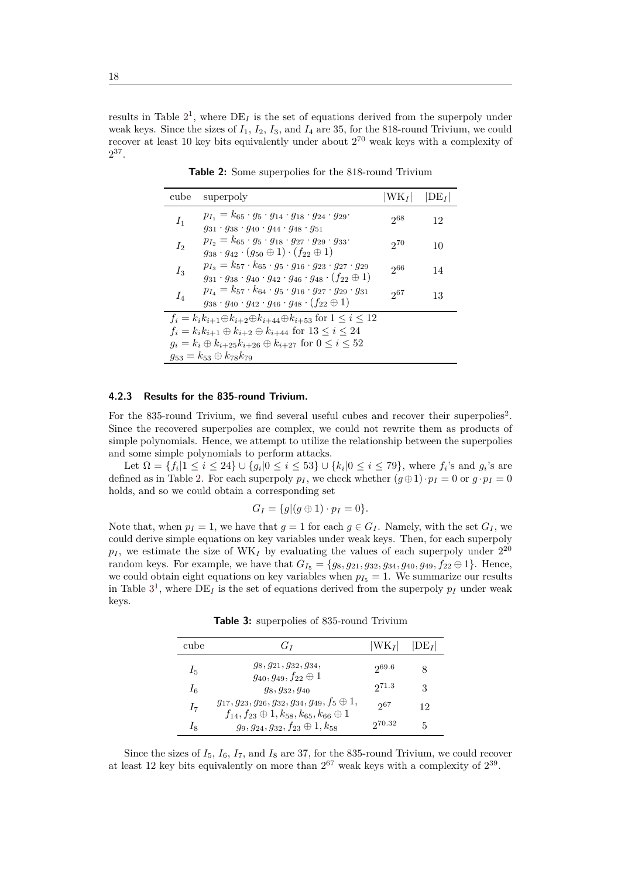results in Table 2[1], where $\mathrm{DE}_I$ is the set of equations derived from the superpoly under weak keys. Since the sizes of $I_1$, $I_2$, $I_3$, and $I_4$ are 35, for the 818-round Trivium, we could recover at least 10 key bits equivalently under about $2^{70}$ weak keys with a complexity of $2^{37}$.

**Table 2:** Some superpolies for the 818-round Trivium

| cube | superpoly | $\lvert\mathrm{WK}_I\rvert$ | $\lvert\mathrm{DE}_I\rvert$ |
|---|---|---|---|
| $I_1$ | $p_{I_1} = k_{65} \cdot g_5 \cdot g_{14} \cdot g_{18} \cdot g_{24} \cdot g_{29} \cdot g_{31} \cdot g_{38} \cdot g_{40} \cdot g_{44} \cdot g_{48} \cdot g_{51}$ | $2^{68}$ | 12 |
| $I_2$ | $p_{I_2} = k_{65} \cdot g_5 \cdot g_{18} \cdot g_{27} \cdot g_{29} \cdot g_{33} \cdot g_{38} \cdot g_{42} \cdot (g_{50} \oplus 1) \cdot (f_{22} \oplus 1)$ | $2^{70}$ | 10 |
| $I_3$ | $p_{I_3} = k_{57} \cdot k_{65} \cdot g_5 \cdot g_{16} \cdot g_{23} \cdot g_{27} \cdot g_{29} \cdot g_{31} \cdot g_{38} \cdot g_{40} \cdot g_{42} \cdot g_{46} \cdot g_{48} \cdot (f_{22} \oplus 1)$ | $2^{66}$ | 14 |
| $I_4$ | $p_{I_4} = k_{57} \cdot k_{64} \cdot g_5 \cdot g_{16} \cdot g_{27} \cdot g_{29} \cdot g_{31} \cdot g_{38} \cdot g_{40} \cdot g_{42} \cdot g_{46} \cdot g_{48} \cdot (f_{22} \oplus 1)$ | $2^{67}$ | 13 |

$f_i = k_i k_{i+1} \oplus k_{i+2} \oplus k_{i+44} \oplus k_{i+53}$ for $1 \le i \le 12$
$f_i = k_i k_{i+1} \oplus k_{i+2} \oplus k_{i+44}$ for $13 \le i \le 24$
$g_i = k_i \oplus k_{i+25} k_{i+26} \oplus k_{i+27}$ for $0 \le i \le 52$
$g_{53} = k_{53} \oplus k_{78} k_{79}$

#### 4.2.3 Results for the 835-round Trivium.

For the 835-round Trivium, we find several useful cubes and recover their superpolies[2]. Since the recovered superpolies are complex, we could not rewrite them as products of simple polynomials. Hence, we attempt to utilize the relationship between the superpolies and some simple polynomials to perform attacks.

Let $\Omega = \{f_i | 1 \le i \le 24\} \cup \{g_i | 0 \le i \le 53\} \cup \{k_i | 0 \le i \le 79\}$, where $f_i$'s and $g_i$'s are defined as in Table 2. For each superpoly $p_I$, we check whether $(g \oplus 1) \cdot p_I = 0$ or $g \cdot p_I = 0$ holds, and so we could obtain a corresponding set

$$G_I = \{g | (g \oplus 1) \cdot p_I = 0\}.$$

Note that, when $p_I = 1$, we have that $g = 1$ for each $g \in G_I$. Namely, with the set $G_I$, we could derive simple equations on key variables under weak keys. Then, for each superpoly $p_I$, we estimate the size of $\mathrm{WK}_I$ by evaluating the values of each superpoly under $2^{20}$ random keys. For example, we have that $G_{I_5} = \{g_8, g_{21}, g_{32}, g_{34}, g_{40}, g_{49}, f_{22} \oplus 1\}$. Hence, we could obtain eight equations on key variables when $p_{I_5} = 1$. We summarize our results in Table 3[1], where $\mathrm{DE}_I$ is the set of equations derived from the superpoly $p_I$ under weak keys.

**Table 3:** superpolies of 835-round Trivium

| cube | $G_I$ | $\lvert\mathrm{WK}_I\rvert$ | $\lvert\mathrm{DE}_I\rvert$ |
|---|---|---|---|
| $I_5$ | $g_8, g_{21}, g_{32}, g_{34}, g_{40}, g_{49}, f_{22} \oplus 1$ | $2^{69.6}$ | 8 |
| $I_6$ | $g_8, g_{32}, g_{40}$ | $2^{71.3}$ | 3 |
| $I_7$ | $g_{17}, g_{23}, g_{26}, g_{32}, g_{34}, g_{49}, f_5 \oplus 1, f_{14}, f_{23} \oplus 1, k_{58}, k_{65}, k_{66} \oplus 1$ | $2^{67}$ | 12 |
| $I_8$ | $g_9, g_{24}, g_{32}, f_{23} \oplus 1, k_{58}$ | $2^{70.32}$ | 5 |

Since the sizes of $I_5$, $I_6$, $I_7$, and $I_8$ are 37, for the 835-round Trivium, we could recover at least 12 key bits equivalently on more than $2^{67}$ weak keys with a complexity of $2^{39}$.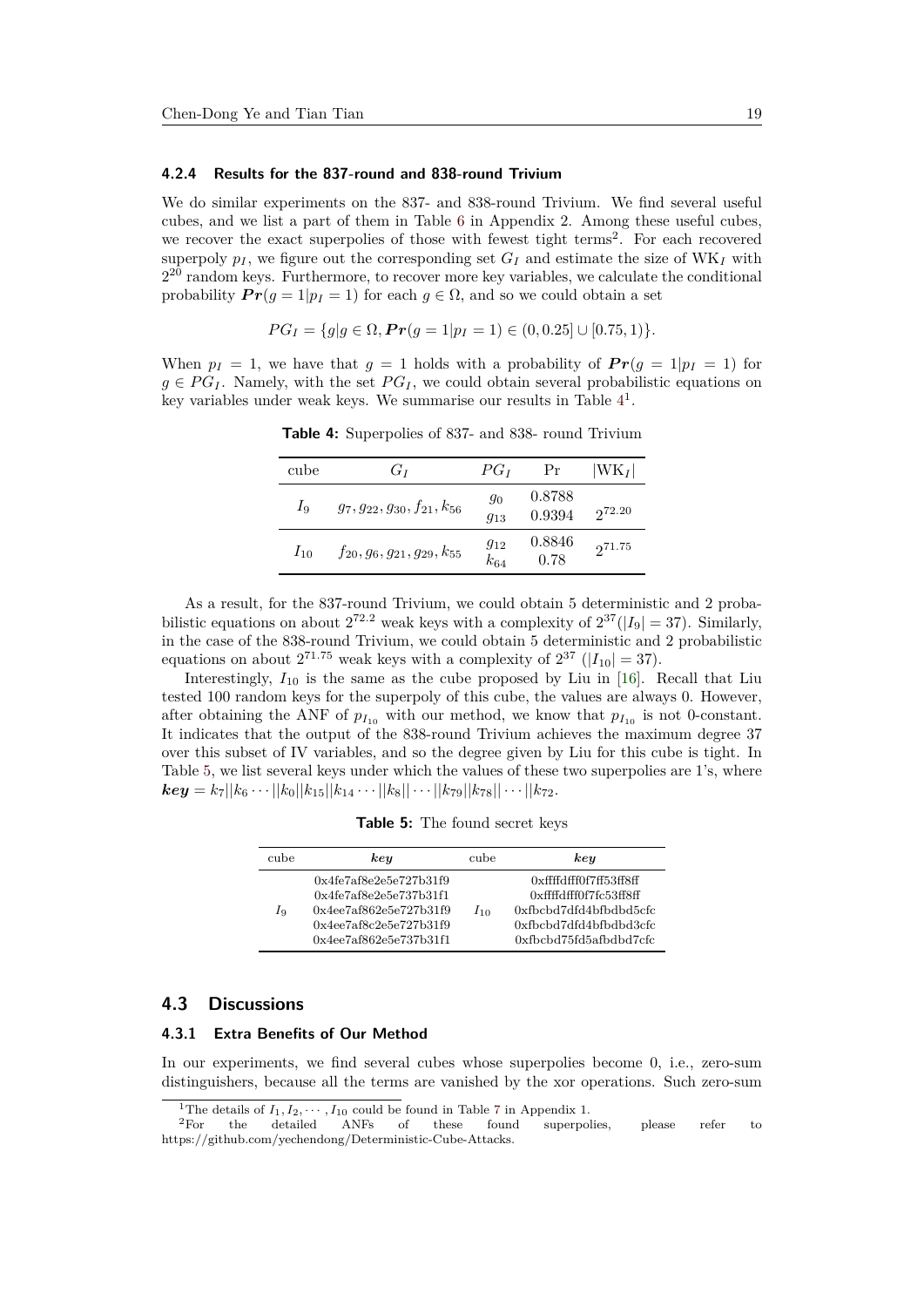### 4.2.4 Results for the 837-round and 838-round Trivium

We do similar experiments on the 837- and 838-round Trivium. We find several useful cubes, and we list a part of them in Table 6 in Appendix 2. Among these useful cubes, we recover the exact superpolies of those with fewest tight terms[2]. For each recovered superpoly $p_I$, we figure out the corresponding set $G_I$ and estimate the size of $\mathrm{WK}_I$ with $2^{20}$ random keys. Furthermore, to recover more key variables, we calculate the conditional probability $\boldsymbol{Pr}(g = 1|p_I = 1)$ for each $g \in \Omega$, and so we could obtain a set

$$PG_I = \{g | g \in \Omega, \boldsymbol{Pr}(g = 1|p_I = 1) \in (0, 0.25] \cup [0.75, 1)\}.$$

When $p_I = 1$, we have that $g = 1$ holds with a probability of $\boldsymbol{Pr}(g = 1|p_I = 1)$ for $g \in PG_I$. Namely, with the set $PG_I$, we could obtain several probabilistic equations on key variables under weak keys. We summarise our results in Table 4[1].

**Table 4:** Superpolies of 837- and 838- round Trivium

| cube | $G_I$ | $PG_I$ | Pr | $\lvert\mathrm{WK}_I\rvert$ |
|---|---|---|---|---|
| $I_9$ | $g_7, g_{22}, g_{30}, f_{21}, k_{56}$ | $g_0$ | 0.8788 | $2^{72.20}$ |
| | | $g_{13}$ | 0.9394 | |
| $I_{10}$ | $f_{20}, g_6, g_{21}, g_{29}, k_{55}$ | $g_{12}$ | 0.8846 | $2^{71.75}$ |
| | | $k_{64}$ | 0.78 | |

As a result, for the 837-round Trivium, we could obtain 5 deterministic and 2 probabilistic equations on about $2^{72.2}$ weak keys with a complexity of $2^{37}(|I_9| = 37)$. Similarly, in the case of the 838-round Trivium, we could obtain 5 deterministic and 2 probabilistic equations on about $2^{71.75}$ weak keys with a complexity of $2^{37}$ ($|I_{10}| = 37$).

Interestingly, $I_{10}$ is the same as the cube proposed by Liu in [16]. Recall that Liu tested 100 random keys for the superpoly of this cube, the values are always 0. However, after obtaining the ANF of $p_{I_{10}}$ with our method, we know that $p_{I_{10}}$ is not 0-constant. It indicates that the output of the 838-round Trivium achieves the maximum degree 37 over this subset of IV variables, and so the degree given by Liu for this cube is tight. In Table 5, we list several keys under which the values of these two superpolies are 1's, where $\boldsymbol{key} = k_7||k_6 \cdots ||k_0||k_{15}||k_{14} \cdots ||k_8|| \cdots ||k_{79}||k_{78}|| \cdots ||k_{72}$.

**Table 5:** The found secret keys

| cube | ***key*** | cube | ***key*** |
|---|---|---|---|
| $I_9$ | 0x4fe7af8e2e5e727b31f9 | $I_{10}$ | 0xffffdfff0f7ff53ff8ff |
| | 0x4fe7af8e2e5e737b31f1 | | 0xffffdfff0f7fc53ff8ff |
| | 0x4ee7af862e5e727b31f9 | | 0xfbcbd7dfd4bfbdbd5cfc |
| | 0x4ee7af8c2e5e727b31f9 | | 0xfbcbd7dfd4bfbdbd3cfc |
| | 0x4ee7af862e5e737b31f1 | | 0xfbcbd75fd5afbdbd7cfc |

## 4.3 Discussions

### 4.3.1 Extra Benefits of Our Method

In our experiments, we find several cubes whose superpolies become 0, i.e., zero-sum distinguishers, because all the terms are vanished by the xor operations. Such zero-sum

[1] The details of $I_1, I_2, \cdots, I_{10}$ could be found in Table 7 in Appendix 1.

[2] For the detailed ANFs of these found superpolies, please refer to https://github.com/yechendong/Deterministic-Cube-Attacks.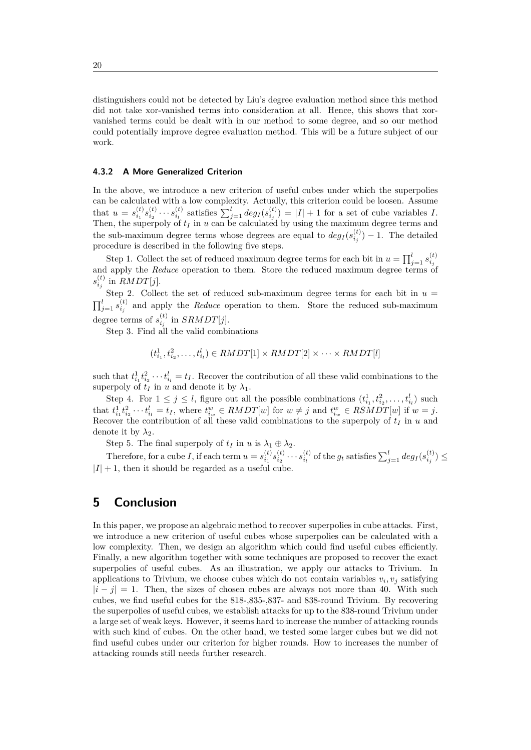distinguishers could not be detected by Liu's degree evaluation method since this method did not take xor-vanished terms into consideration at all. Hence, this shows that xor-vanished terms could be dealt with in our method to some degree, and so our method could potentially improve degree evaluation method. This will be a future subject of our work.

### 4.3.2 A More Generalized Criterion

In the above, we introduce a new criterion of useful cubes under which the superpolies can be calculated with a low complexity. Actually, this criterion could be loosen. Assume that $u = s_{i_1}^{(t)} s_{i_2}^{(t)} \cdots s_{i_l}^{(t)}$ satisfies $\sum_{j=1}^{l} deg_I(s_{i_j}^{(t)}) = |I| + 1$ for a set of cube variables $I$. Then, the superpoly of $t_I$ in $u$ can be calculated by using the maximum degree terms and the sub-maximum degree terms whose degrees are equal to $deg_I(s_{i_j}^{(t)}) - 1$. The detailed procedure is described in the following five steps.

Step 1. Collect the set of reduced maximum degree terms for each bit in $u = \prod_{j=1}^{l} s_{i_j}^{(t)}$ and apply the *Reduce* operation to them. Store the reduced maximum degree terms of $s_{i_j}^{(t)}$ in $RMDT[j]$.

Step 2. Collect the set of reduced sub-maximum degree terms for each bit in $u = \prod_{j=1}^{l} s_{i_j}^{(t)}$ and apply the *Reduce* operation to them. Store the reduced sub-maximum degree terms of $s_{i_j}^{(t)}$ in $SRMDT[j]$.

Step 3. Find all the valid combinations

$$(t_{i_1}^1, t_{i_2}^2, \ldots, t_{i_l}^l) \in RMDT[1] \times RMDT[2] \times \cdots \times RMDT[l]$$

such that $t_{i_1}^1 t_{i_2}^2 \cdots t_{i_l}^l = t_I$. Recover the contribution of all these valid combinations to the superpoly of $t_I$ in $u$ and denote it by $\lambda_1$.

Step 4. For $1 \leq j \leq l$, figure out all the possible combinations $(t_{i_1}^1, t_{i_2}^2, \ldots, t_{i_l}^l)$ such that $t_{i_1}^1 t_{i_2}^2 \cdots t_{i_l}^l = t_I$, where $t_{i_w}^w \in RMDT[w]$ for $w \neq j$ and $t_{i_w}^w \in RSMDT[w]$ if $w = j$. Recover the contribution of all these valid combinations to the superpoly of $t_I$ in $u$ and denote it by $\lambda_2$.

Step 5. The final superpoly of $t_I$ in $u$ is $\lambda_1 \oplus \lambda_2$.

Therefore, for a cube $I$, if each term $u = s_{i_1}^{(t)} s_{i_2}^{(t)} \cdots s_{i_l}^{(t)}$ of the $g_t$ satisfies $\sum_{j=1}^{l} deg_I(s_{i_j}^{(t)}) \leq |I| + 1$, then it should be regarded as a useful cube.

## 5 Conclusion

In this paper, we propose an algebraic method to recover superpolies in cube attacks. First, we introduce a new criterion of useful cubes whose superpolies can be calculated with a low complexity. Then, we design an algorithm which could find useful cubes efficiently. Finally, a new algorithm together with some techniques are proposed to recover the exact superpolies of useful cubes. As an illustration, we apply our attacks to Trivium. In applications to Trivium, we choose cubes which do not contain variables $v_i, v_j$ satisfying $|i - j| = 1$. Then, the sizes of chosen cubes are always not more than 40. With such cubes, we find useful cubes for the 818-,835-,837- and 838-round Trivium. By recovering the superpolies of useful cubes, we establish attacks for up to the 838-round Trivium under a large set of weak keys. However, it seems hard to increase the number of attacking rounds with such kind of cubes. On the other hand, we tested some larger cubes but we did not find useful cubes under our criterion for higher rounds. How to increases the number of attacking rounds still needs further research.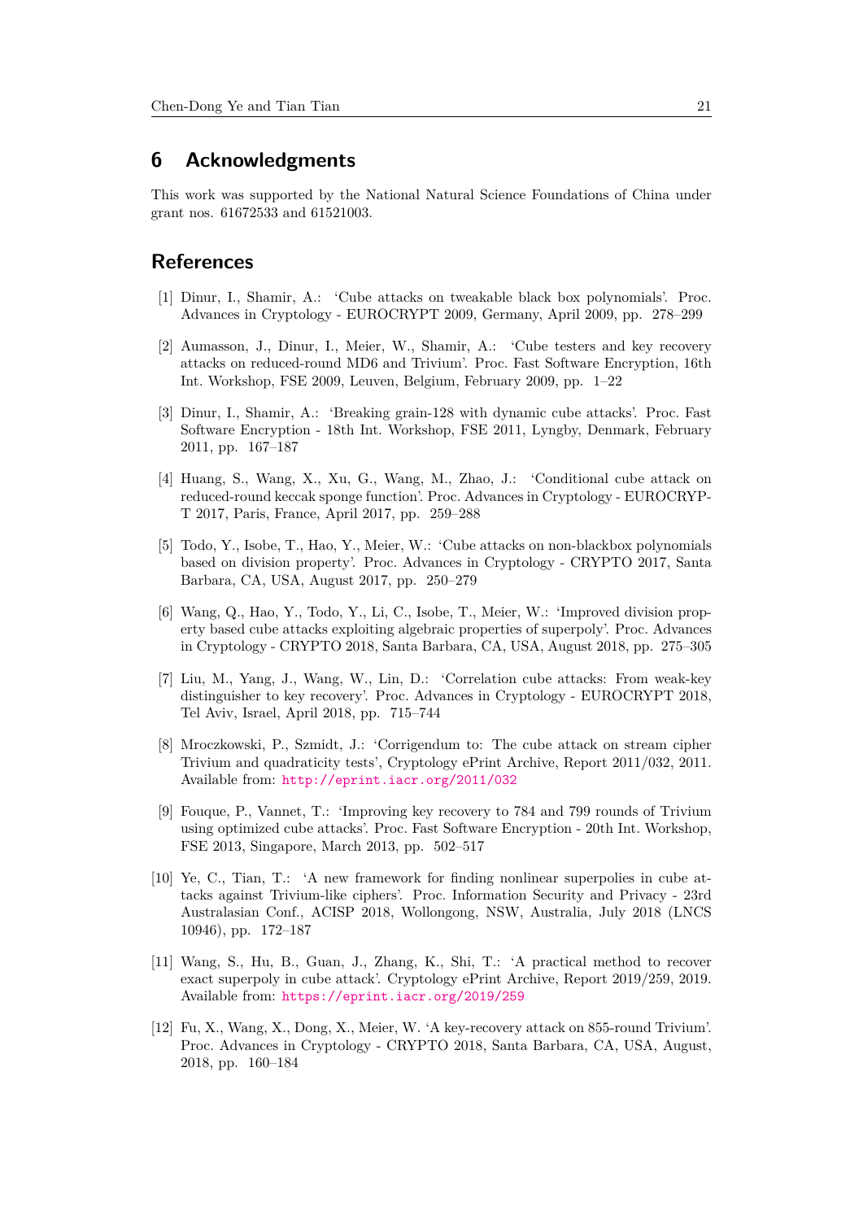## 6 Acknowledgments

This work was supported by the National Natural Science Foundations of China under grant nos. 61672533 and 61521003.

## References

[1] Dinur, I., Shamir, A.: 'Cube attacks on tweakable black box polynomials'. Proc. Advances in Cryptology - EUROCRYPT 2009, Germany, April 2009, pp. 278–299

[2] Aumasson, J., Dinur, I., Meier, W., Shamir, A.: 'Cube testers and key recovery attacks on reduced-round MD6 and Trivium'. Proc. Fast Software Encryption, 16th Int. Workshop, FSE 2009, Leuven, Belgium, February 2009, pp. 1–22

[3] Dinur, I., Shamir, A.: 'Breaking grain-128 with dynamic cube attacks'. Proc. Fast Software Encryption - 18th Int. Workshop, FSE 2011, Lyngby, Denmark, February 2011, pp. 167–187

[4] Huang, S., Wang, X., Xu, G., Wang, M., Zhao, J.: 'Conditional cube attack on reduced-round keccak sponge function'. Proc. Advances in Cryptology - EUROCRYPT 2017, Paris, France, April 2017, pp. 259–288

[5] Todo, Y., Isobe, T., Hao, Y., Meier, W.: 'Cube attacks on non-blackbox polynomials based on division property'. Proc. Advances in Cryptology - CRYPTO 2017, Santa Barbara, CA, USA, August 2017, pp. 250–279

[6] Wang, Q., Hao, Y., Todo, Y., Li, C., Isobe, T., Meier, W.: 'Improved division property based cube attacks exploiting algebraic properties of superpoly'. Proc. Advances in Cryptology - CRYPTO 2018, Santa Barbara, CA, USA, August 2018, pp. 275–305

[7] Liu, M., Yang, J., Wang, W., Lin, D.: 'Correlation cube attacks: From weak-key distinguisher to key recovery'. Proc. Advances in Cryptology - EUROCRYPT 2018, Tel Aviv, Israel, April 2018, pp. 715–744

[8] Mroczkowski, P., Szmidt, J.: 'Corrigendum to: The cube attack on stream cipher Trivium and quadraticity tests', Cryptology ePrint Archive, Report 2011/032, 2011. Available from: http://eprint.iacr.org/2011/032

[9] Fouque, P., Vannet, T.: 'Improving key recovery to 784 and 799 rounds of Trivium using optimized cube attacks'. Proc. Fast Software Encryption - 20th Int. Workshop, FSE 2013, Singapore, March 2013, pp. 502–517

[10] Ye, C., Tian, T.: 'A new framework for finding nonlinear superpolies in cube attacks against Trivium-like ciphers'. Proc. Information Security and Privacy - 23rd Australasian Conf., ACISP 2018, Wollongong, NSW, Australia, July 2018 (LNCS 10946), pp. 172–187

[11] Wang, S., Hu, B., Guan, J., Zhang, K., Shi, T.: 'A practical method to recover exact superpoly in cube attack'. Cryptology ePrint Archive, Report 2019/259, 2019. Available from: https://eprint.iacr.org/2019/259

[12] Fu, X., Wang, X., Dong, X., Meier, W. 'A key-recovery attack on 855-round Trivium'. Proc. Advances in Cryptology - CRYPTO 2018, Santa Barbara, CA, USA, August, 2018, pp. 160–184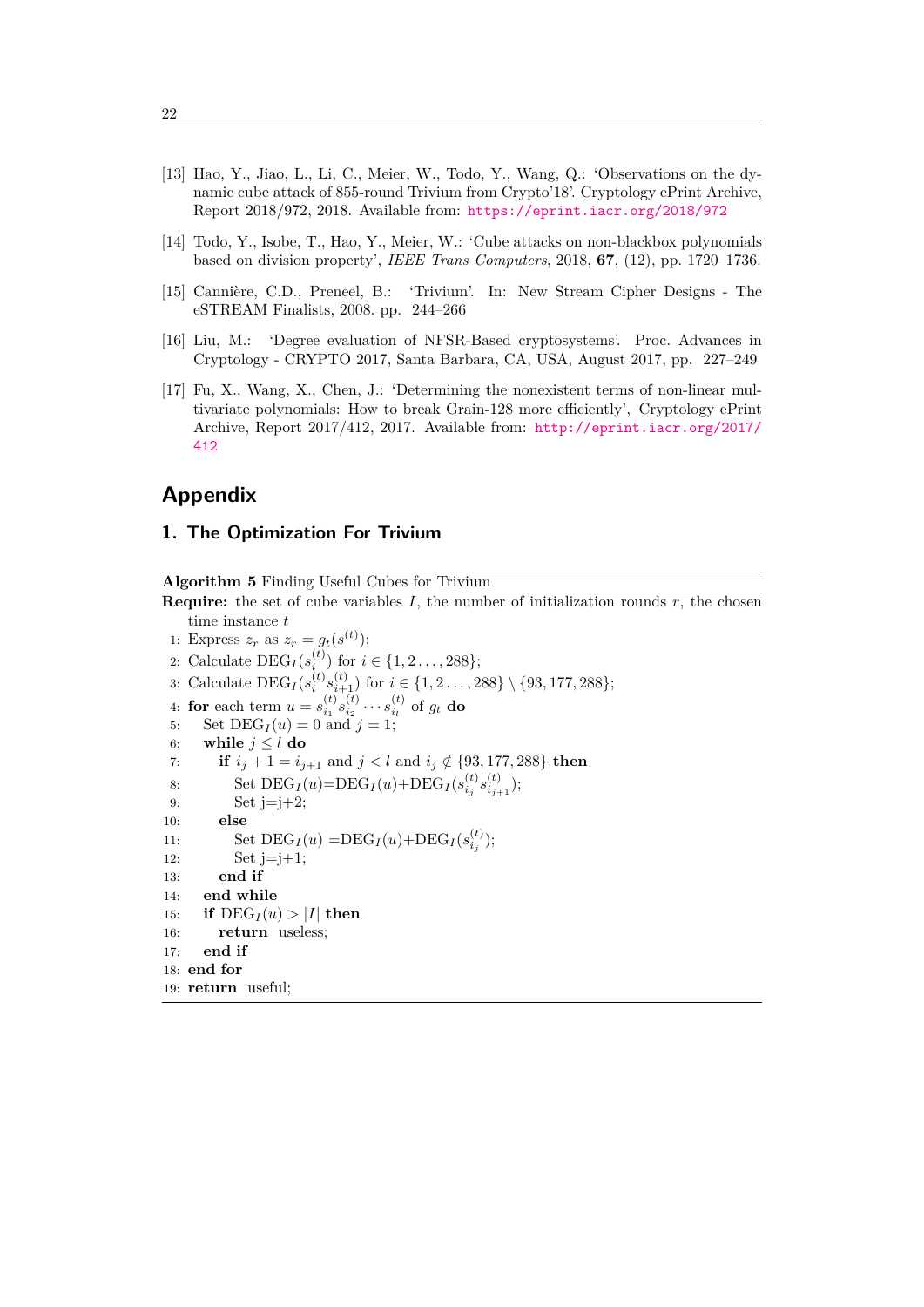[13] Hao, Y., Jiao, L., Li, C., Meier, W., Todo, Y., Wang, Q.: 'Observations on the dynamic cube attack of 855-round Trivium from Crypto'18'. Cryptology ePrint Archive, Report 2018/972, 2018. Available from: https://eprint.iacr.org/2018/972

[14] Todo, Y., Isobe, T., Hao, Y., Meier, W.: 'Cube attacks on non-blackbox polynomials based on division property', *IEEE Trans Computers*, 2018, **67**, (12), pp. 1720–1736.

[15] Cannière, C.D., Preneel, B.: 'Trivium'. In: New Stream Cipher Designs - The eSTREAM Finalists, 2008. pp. 244–266

[16] Liu, M.: 'Degree evaluation of NFSR-Based cryptosystems'. Proc. Advances in Cryptology - CRYPTO 2017, Santa Barbara, CA, USA, August 2017, pp. 227–249

[17] Fu, X., Wang, X., Chen, J.: 'Determining the nonexistent terms of non-linear multivariate polynomials: How to break Grain-128 more efficiently', Cryptology ePrint Archive, Report 2017/412, 2017. Available from: http://eprint.iacr.org/2017/412

# Appendix

## 1. The Optimization For Trivium

**Algorithm 5** Finding Useful Cubes for Trivium

**Require:** the set of cube variables $I$, the number of initialization rounds $r$, the chosen time instance $t$

1: Express $z_r$ as $z_r = g_t(s^{(t)})$;
2: Calculate $\text{DEG}_I(s_i^{(t)})$ for $i \in \{1, 2 \ldots, 288\}$;
3: Calculate $\text{DEG}_I(s_i^{(t)} s_{i+1}^{(t)})$ for $i \in \{1, 2 \ldots, 288\} \setminus \{93, 177, 288\}$;
4: **for** each term $u = s_{i_1}^{(t)} s_{i_2}^{(t)} \cdots s_{i_l}^{(t)}$ of $g_t$ **do**
5: &nbsp;&nbsp;Set $\text{DEG}_I(u) = 0$ and $j = 1$;
6: &nbsp;&nbsp;**while** $j \leq l$ **do**
7: &nbsp;&nbsp;&nbsp;&nbsp;**if** $i_j + 1 = i_{j+1}$ and $j < l$ and $i_j \notin \{93, 177, 288\}$ **then**
8: &nbsp;&nbsp;&nbsp;&nbsp;&nbsp;&nbsp;Set $\text{DEG}_I(u)$=$\text{DEG}_I(u)$+$\text{DEG}_I(s_{i_j}^{(t)} s_{i_{j+1}}^{(t)})$;
9: &nbsp;&nbsp;&nbsp;&nbsp;&nbsp;&nbsp;Set j=j+2;
10: &nbsp;&nbsp;&nbsp;&nbsp;**else**
11: &nbsp;&nbsp;&nbsp;&nbsp;&nbsp;&nbsp;Set $\text{DEG}_I(u)$ =$\text{DEG}_I(u)$+$\text{DEG}_I(s_{i_j}^{(t)})$;
12: &nbsp;&nbsp;&nbsp;&nbsp;&nbsp;&nbsp;Set j=j+1;
13: &nbsp;&nbsp;&nbsp;&nbsp;**end if**
14: &nbsp;&nbsp;**end while**
15: &nbsp;&nbsp;**if** $\text{DEG}_I(u) > |I|$ **then**
16: &nbsp;&nbsp;&nbsp;&nbsp;**return** useless;
17: &nbsp;&nbsp;**end if**
18: **end for**
19: **return** useful;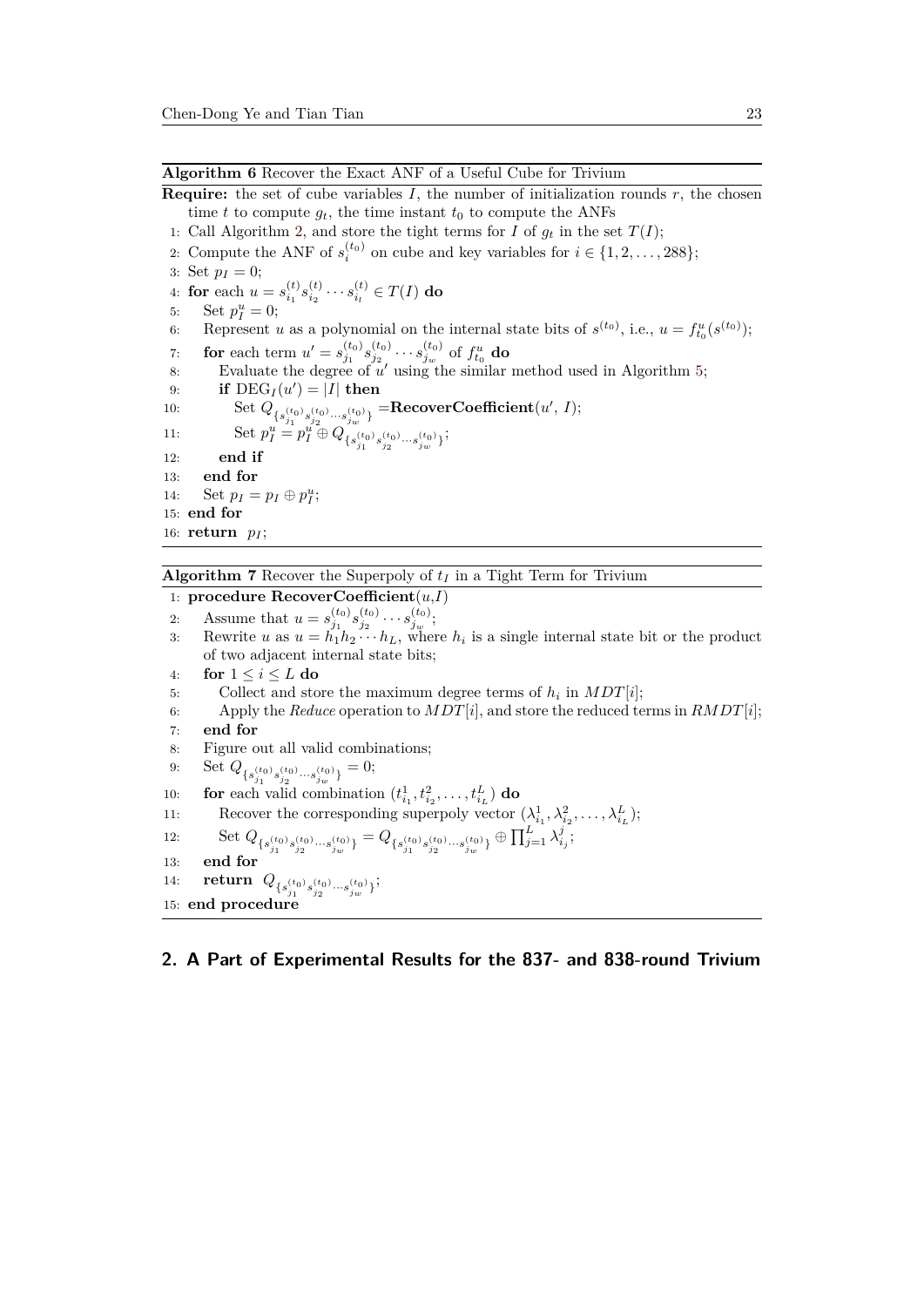**Algorithm 6** Recover the Exact ANF of a Useful Cube for Trivium

**Require:** the set of cube variables $I$, the number of initialization rounds $r$, the chosen time $t$ to compute $g_t$, the time instant $t_0$ to compute the ANFs

```
1: Call Algorithm 2, and store the tight terms for I of g_t in the set T(I);
2: Compute the ANF of s_i^(t0) on cube and key variables for i ∈ {1, 2, ..., 288};
3: Set p_I = 0;
4: for each u = s_{i1}^(t) s_{i2}^(t) ··· s_{il}^(t) ∈ T(I) do
5:     Set p_I^u = 0;
6:     Represent u as a polynomial on the internal state bits of s^(t0), i.e., u = f_{t0}^u(s^(t0));
7:     for each term u' = s_{j1}^(t0) s_{j2}^(t0) ··· s_{jw}^(t0) of f_{t0}^u do
8:         Evaluate the degree of u' using the similar method used in Algorithm 5;
9:         if DEG_I(u') = |I| then
10:            Set Q_{s_{j1}^(t0) s_{j2}^(t0) ··· s_{jw}^(t0)} = RecoverCoefficient(u', I);
11:            Set p_I^u = p_I^u ⊕ Q_{s_{j1}^(t0) s_{j2}^(t0) ··· s_{jw}^(t0)};
12:        end if
13:    end for
14:    Set p_I = p_I ⊕ p_I^u;
15: end for
16: return p_I;
```

**Algorithm 7** Recover the Superpoly of $t_I$ in a Tight Term for Trivium

```
1: procedure RecoverCoefficient(u, I)
2:     Assume that u = s_{j1}^(t0) s_{j2}^(t0) ··· s_{jw}^(t0);
3:     Rewrite u as u = h_1 h_2 ··· h_L, where h_i is a single internal state bit or the product
       of two adjacent internal state bits;
4:     for 1 ≤ i ≤ L do
5:         Collect and store the maximum degree terms of h_i in MDT[i];
6:         Apply the Reduce operation to MDT[i], and store the reduced terms in RMDT[i];
7:     end for
8:     Figure out all valid combinations;
9:     Set Q_{s_{j1}^(t0) s_{j2}^(t0) ··· s_{jw}^(t0)} = 0;
10:    for each valid combination (t_{i1}^1, t_{i2}^2, ..., t_{iL}^L) do
11:        Recover the corresponding superpoly vector (λ_{i1}^1, λ_{i2}^2, ..., λ_{iL}^L);
12:        Set Q_{s_{j1}^(t0) s_{j2}^(t0) ··· s_{jw}^(t0)} = Q_{s_{j1}^(t0) s_{j2}^(t0) ··· s_{jw}^(t0)} ⊕ ∏_{j=1}^{L} λ_{ij}^j;
13:    end for
14:    return Q_{s_{j1}^(t0) s_{j2}^(t0) ··· s_{jw}^(t0)};
15: end procedure
```

## 2. A Part of Experimental Results for the 837- and 838-round Trivium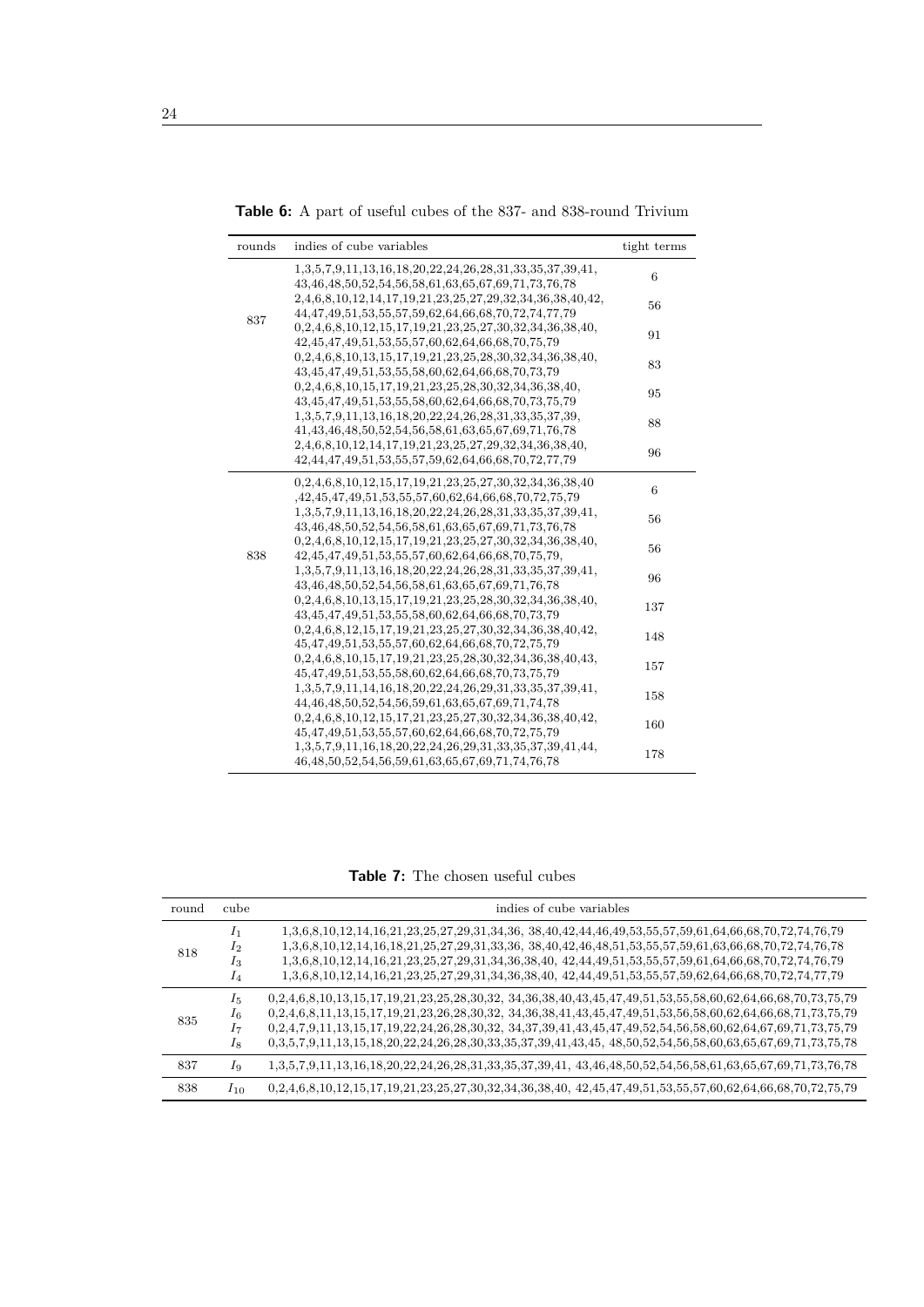**Table 6:** A part of useful cubes of the 837- and 838-round Trivium

| rounds | indies of cube variables | tight terms |
|---|---|---|
| 837 | 1,3,5,7,9,11,13,16,18,20,22,24,26,28,31,33,35,37,39,41, 43,46,48,50,52,54,56,58,61,63,65,67,69,71,73,76,78 | 6 |
| | 2,4,6,8,10,12,14,17,19,21,23,25,27,29,32,34,36,38,40,42, 44,47,49,51,53,55,57,59,62,64,66,68,70,72,74,77,79 | 56 |
| | 0,2,4,6,8,10,12,15,17,19,21,23,25,27,30,32,34,36,38,40, 42,45,47,49,51,53,55,57,60,62,64,66,68,70,75,79 | 91 |
| | 0,2,4,6,8,10,13,15,17,19,21,23,25,28,30,32,34,36,38,40, 43,45,47,49,51,53,55,58,60,62,64,66,68,70,73,79 | 83 |
| | 0,2,4,6,8,10,15,17,19,21,23,25,28,30,32,34,36,38,40, 43,45,47,49,51,53,55,58,60,62,64,66,68,70,73,75,79 | 95 |
| | 1,3,5,7,9,11,13,16,18,20,22,24,26,28,31,33,35,37,39, 41,43,46,48,50,52,54,56,58,61,63,65,67,69,71,76,78 | 88 |
| | 2,4,6,8,10,12,14,17,19,21,23,25,27,29,32,34,36,38,40, 42,44,47,49,51,53,55,57,59,62,64,66,68,70,72,77,79 | 96 |
| 838 | 0,2,4,6,8,10,12,15,17,19,21,23,25,27,30,32,34,36,38,40 ,42,45,47,49,51,53,55,57,60,62,64,66,68,70,72,75,79 | 6 |
| | 1,3,5,7,9,11,13,16,18,20,22,24,26,28,31,33,35,37,39,41, 43,46,48,50,52,54,56,58,61,63,65,67,69,71,73,76,78 | 56 |
| | 0,2,4,6,8,10,12,15,17,19,21,23,25,27,30,32,34,36,38,40, 42,45,47,49,51,53,55,57,60,62,64,66,68,70,75,79, | 56 |
| | 1,3,5,7,9,11,13,16,18,20,22,24,26,28,31,33,35,37,39,41, 43,46,48,50,52,54,56,58,61,63,65,67,69,71,76,78 | 96 |
| | 0,2,4,6,8,10,13,15,17,19,21,23,25,28,30,32,34,36,38,40, 43,45,47,49,51,53,55,58,60,62,64,66,68,70,73,79 | 137 |
| | 0,2,4,6,8,12,15,17,19,21,23,25,27,30,32,34,36,38,40,42, 45,47,49,51,53,55,57,60,62,64,66,68,70,72,75,79 | 148 |
| | 0,2,4,6,8,10,15,17,19,21,23,25,28,30,32,34,36,38,40,43, 45,47,49,51,53,55,58,60,62,64,66,68,70,73,75,79 | 157 |
| | 1,3,5,7,9,11,14,16,18,20,22,24,26,29,31,33,35,37,39,41, 44,46,48,50,52,54,56,59,61,63,65,67,69,71,74,78 | 158 |
| | 0,2,4,6,8,10,12,15,17,21,23,25,27,30,32,34,36,38,40,42, 45,47,49,51,53,55,57,60,62,64,66,68,70,72,75,79 | 160 |
| | 1,3,5,7,9,11,16,18,20,22,24,26,29,31,33,35,37,39,41,44, 46,48,50,52,54,56,59,61,63,65,67,69,71,74,76,78 | 178 |

**Table 7:** The chosen useful cubes

| round | cube | indies of cube variables |
|---|---|---|
| 818 | $I_1$ | 1,3,6,8,10,12,14,16,21,23,25,27,29,31,34,36, 38,40,42,44,46,49,53,55,57,59,61,64,66,68,70,72,74,76,79 |
| | $I_2$ | 1,3,6,8,10,12,14,16,18,21,25,27,29,31,33,36, 38,40,42,46,48,51,53,55,57,59,61,63,66,68,70,72,74,76,78 |
| | $I_3$ | 1,3,6,8,10,12,14,16,21,23,25,27,29,31,34,36,38,40, 42,44,49,51,53,55,57,59,61,64,66,68,70,72,74,76,79 |
| | $I_4$ | 1,3,6,8,10,12,14,16,21,23,25,27,29,31,34,36,38,40, 42,44,49,51,53,55,57,59,62,64,66,68,70,72,74,77,79 |
| 835 | $I_5$ | 0,2,4,6,8,10,13,15,17,19,21,23,25,28,30,32, 34,36,38,40,43,45,47,49,51,53,55,58,60,62,64,66,68,70,73,75,79 |
| | $I_6$ | 0,2,4,6,8,11,13,15,17,19,21,23,26,28,30,32, 34,36,38,41,43,45,47,49,51,53,56,58,60,62,64,66,68,71,73,75,79 |
| | $I_7$ | 0,2,4,7,9,11,13,15,17,19,22,24,26,28,30,32, 34,37,39,41,43,45,47,49,52,54,56,58,60,62,64,67,69,71,73,75,79 |
| | $I_8$ | 0,3,5,7,9,11,13,15,18,20,22,24,26,28,30,33,35,37,39,41,43,45, 48,50,52,54,56,58,60,63,65,67,69,71,73,75,78 |
| 837 | $I_9$ | 1,3,5,7,9,11,13,16,18,20,22,24,26,28,31,33,35,37,39,41, 43,46,48,50,52,54,56,58,61,63,65,67,69,71,73,76,78 |
| 838 | $I_{10}$ | 0,2,4,6,8,10,12,15,17,19,21,23,25,27,30,32,34,36,38,40, 42,45,47,49,51,53,55,57,60,62,64,66,68,70,72,75,79 |